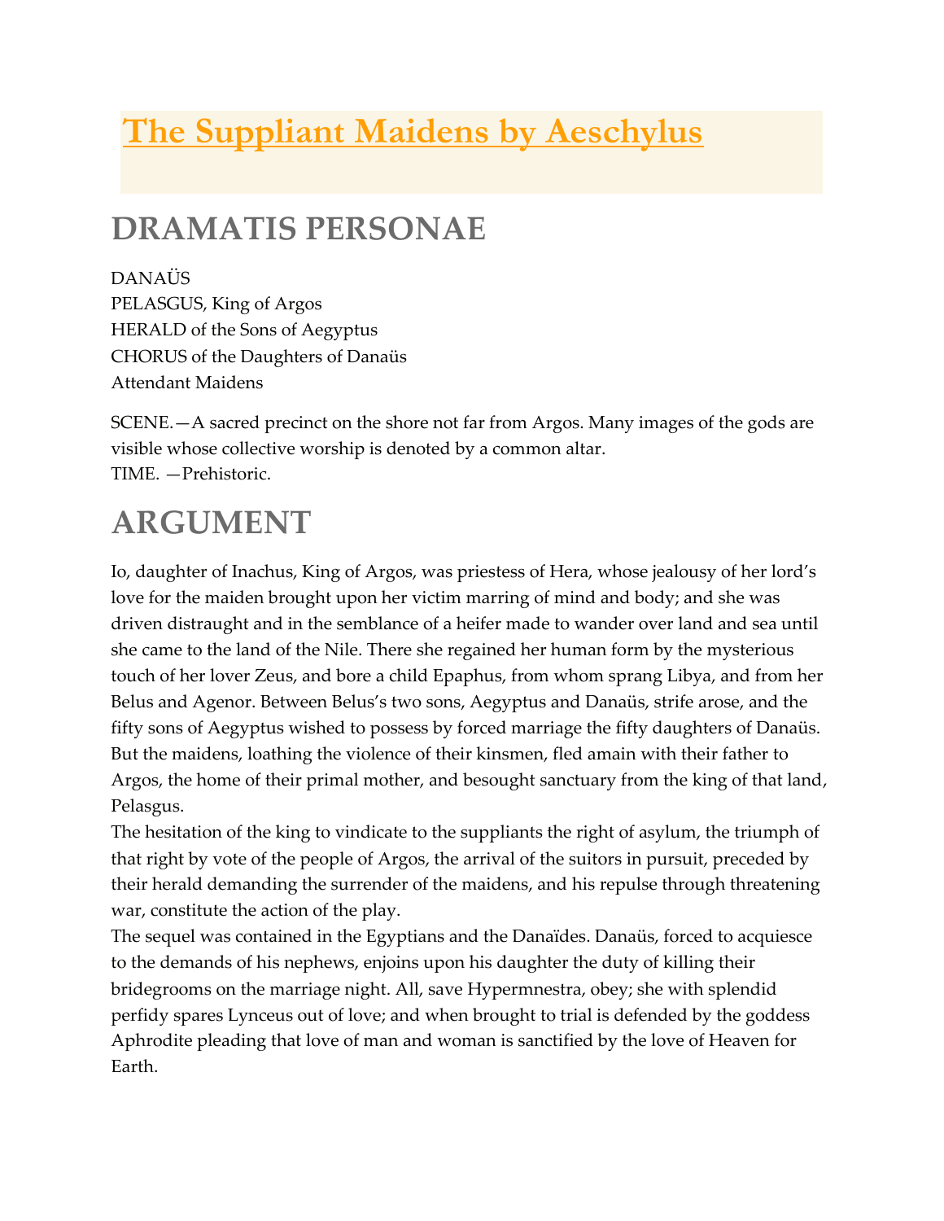# [The Suppliant Maidens by Aeschylus]

## DRAMATIS PERSONAE

DANAÜS  
PELASGUS, King of Argos  
HERALD of the Sons of Aegyptus  
CHORUS of the Daughters of Danaüs  
Attendant Maidens

SCENE.—A sacred precinct on the shore not far from Argos. Many images of the gods are visible whose collective worship is denoted by a common altar.  
TIME. —Prehistoric.

## ARGUMENT

Io, daughter of Inachus, King of Argos, was priestess of Hera, whose jealousy of her lord's love for the maiden brought upon her victim marring of mind and body; and she was driven distraught and in the semblance of a heifer made to wander over land and sea until she came to the land of the Nile. There she regained her human form by the mysterious touch of her lover Zeus, and bore a child Epaphus, from whom sprang Libya, and from her Belus and Agenor. Between Belus's two sons, Aegyptus and Danaüs, strife arose, and the fifty sons of Aegyptus wished to possess by forced marriage the fifty daughters of Danaüs. But the maidens, loathing the violence of their kinsmen, fled amain with their father to Argos, the home of their primal mother, and besought sanctuary from the king of that land, Pelasgus.

The hesitation of the king to vindicate to the suppliants the right of asylum, the triumph of that right by vote of the people of Argos, the arrival of the suitors in pursuit, preceded by their herald demanding the surrender of the maidens, and his repulse through threatening war, constitute the action of the play.

The sequel was contained in the Egyptians and the Danaïdes. Danaüs, forced to acquiesce to the demands of his nephews, enjoins upon his daughter the duty of killing their bridegrooms on the marriage night. All, save Hypermnestra, obey; she with splendid perfidy spares Lynceus out of love; and when brought to trial is defended by the goddess Aphrodite pleading that love of man and woman is sanctified by the love of Heaven for Earth.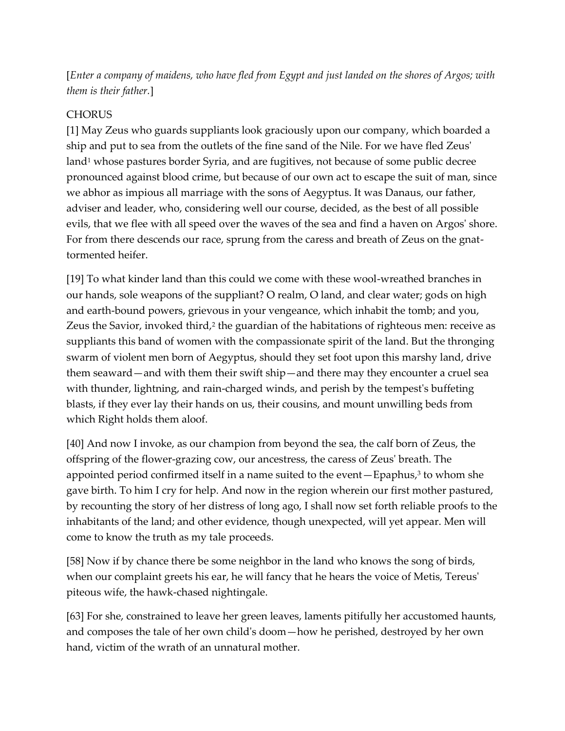[*Enter a company of maidens, who have fled from Egypt and just landed on the shores of Argos; with them is their father.*]

CHORUS

[1] May Zeus who guards suppliants look graciously upon our company, which boarded a ship and put to sea from the outlets of the fine sand of the Nile. For we have fled Zeus' land[1] whose pastures border Syria, and are fugitives, not because of some public decree pronounced against blood crime, but because of our own act to escape the suit of man, since we abhor as impious all marriage with the sons of Aegyptus. It was Danaus, our father, adviser and leader, who, considering well our course, decided, as the best of all possible evils, that we flee with all speed over the waves of the sea and find a haven on Argos' shore. For from there descends our race, sprung from the caress and breath of Zeus on the gnat-tormented heifer.

[19] To what kinder land than this could we come with these wool-wreathed branches in our hands, sole weapons of the suppliant? O realm, O land, and clear water; gods on high and earth-bound powers, grievous in your vengeance, which inhabit the tomb; and you, Zeus the Savior, invoked third,[2] the guardian of the habitations of righteous men: receive as suppliants this band of women with the compassionate spirit of the land. But the thronging swarm of violent men born of Aegyptus, should they set foot upon this marshy land, drive them seaward—and with them their swift ship—and there may they encounter a cruel sea with thunder, lightning, and rain-charged winds, and perish by the tempest's buffeting blasts, if they ever lay their hands on us, their cousins, and mount unwilling beds from which Right holds them aloof.

[40] And now I invoke, as our champion from beyond the sea, the calf born of Zeus, the offspring of the flower-grazing cow, our ancestress, the caress of Zeus' breath. The appointed period confirmed itself in a name suited to the event—Epaphus,[3] to whom she gave birth. To him I cry for help. And now in the region wherein our first mother pastured, by recounting the story of her distress of long ago, I shall now set forth reliable proofs to the inhabitants of the land; and other evidence, though unexpected, will yet appear. Men will come to know the truth as my tale proceeds.

[58] Now if by chance there be some neighbor in the land who knows the song of birds, when our complaint greets his ear, he will fancy that he hears the voice of Metis, Tereus' piteous wife, the hawk-chased nightingale.

[63] For she, constrained to leave her green leaves, laments pitifully her accustomed haunts, and composes the tale of her own child's doom—how he perished, destroyed by her own hand, victim of the wrath of an unnatural mother.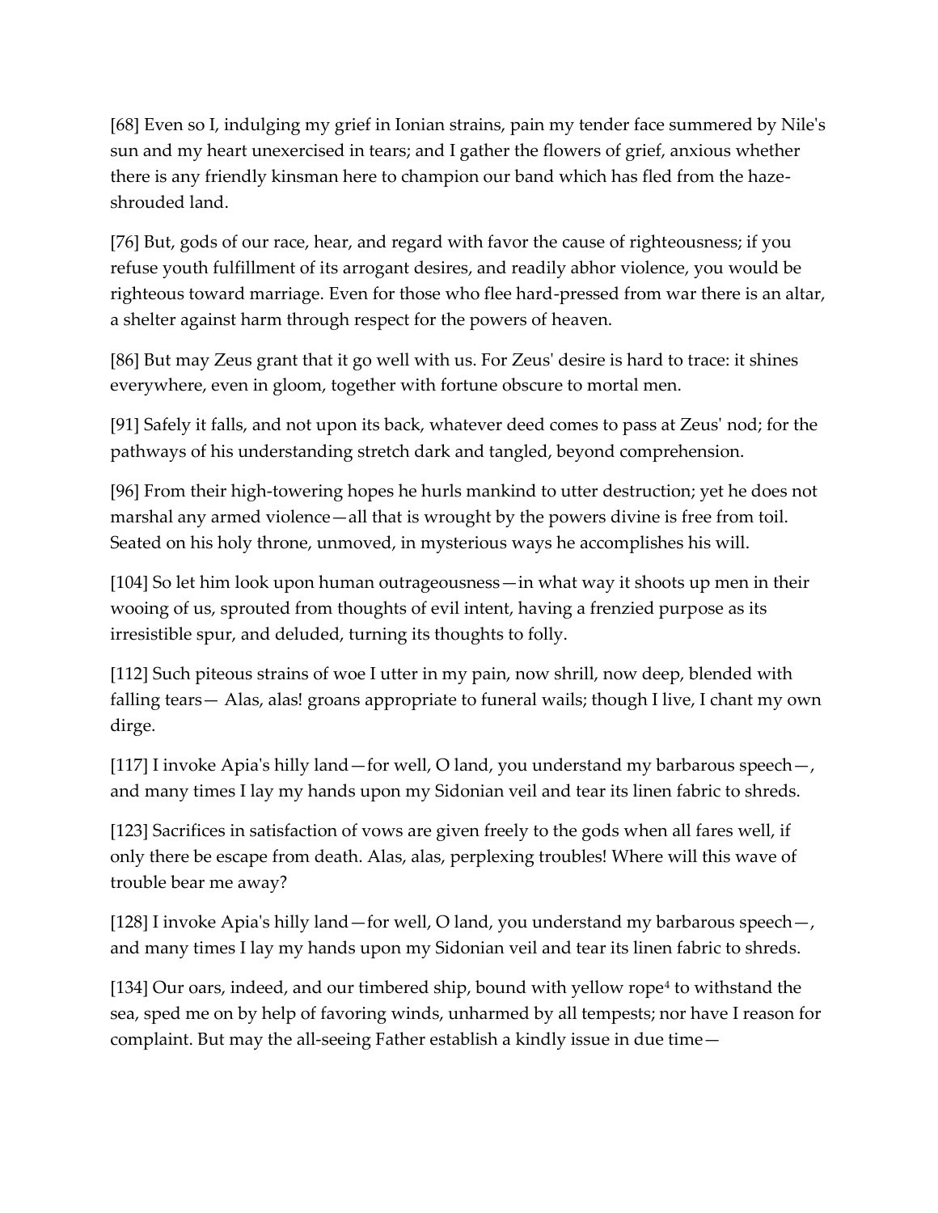[68] Even so I, indulging my grief in Ionian strains, pain my tender face summered by Nile's sun and my heart unexercised in tears; and I gather the flowers of grief, anxious whether there is any friendly kinsman here to champion our band which has fled from the haze-shrouded land.

[76] But, gods of our race, hear, and regard with favor the cause of righteousness; if you refuse youth fulfillment of its arrogant desires, and readily abhor violence, you would be righteous toward marriage. Even for those who flee hard-pressed from war there is an altar, a shelter against harm through respect for the powers of heaven.

[86] But may Zeus grant that it go well with us. For Zeus' desire is hard to trace: it shines everywhere, even in gloom, together with fortune obscure to mortal men.

[91] Safely it falls, and not upon its back, whatever deed comes to pass at Zeus' nod; for the pathways of his understanding stretch dark and tangled, beyond comprehension.

[96] From their high-towering hopes he hurls mankind to utter destruction; yet he does not marshal any armed violence—all that is wrought by the powers divine is free from toil. Seated on his holy throne, unmoved, in mysterious ways he accomplishes his will.

[104] So let him look upon human outrageousness—in what way it shoots up men in their wooing of us, sprouted from thoughts of evil intent, having a frenzied purpose as its irresistible spur, and deluded, turning its thoughts to folly.

[112] Such piteous strains of woe I utter in my pain, now shrill, now deep, blended with falling tears— Alas, alas! groans appropriate to funeral wails; though I live, I chant my own dirge.

[117] I invoke Apia's hilly land—for well, O land, you understand my barbarous speech—, and many times I lay my hands upon my Sidonian veil and tear its linen fabric to shreds.

[123] Sacrifices in satisfaction of vows are given freely to the gods when all fares well, if only there be escape from death. Alas, alas, perplexing troubles! Where will this wave of trouble bear me away?

[128] I invoke Apia's hilly land—for well, O land, you understand my barbarous speech—, and many times I lay my hands upon my Sidonian veil and tear its linen fabric to shreds.

[134] Our oars, indeed, and our timbered ship, bound with yellow rope[4] to withstand the sea, sped me on by help of favoring winds, unharmed by all tempests; nor have I reason for complaint. But may the all-seeing Father establish a kindly issue in due time—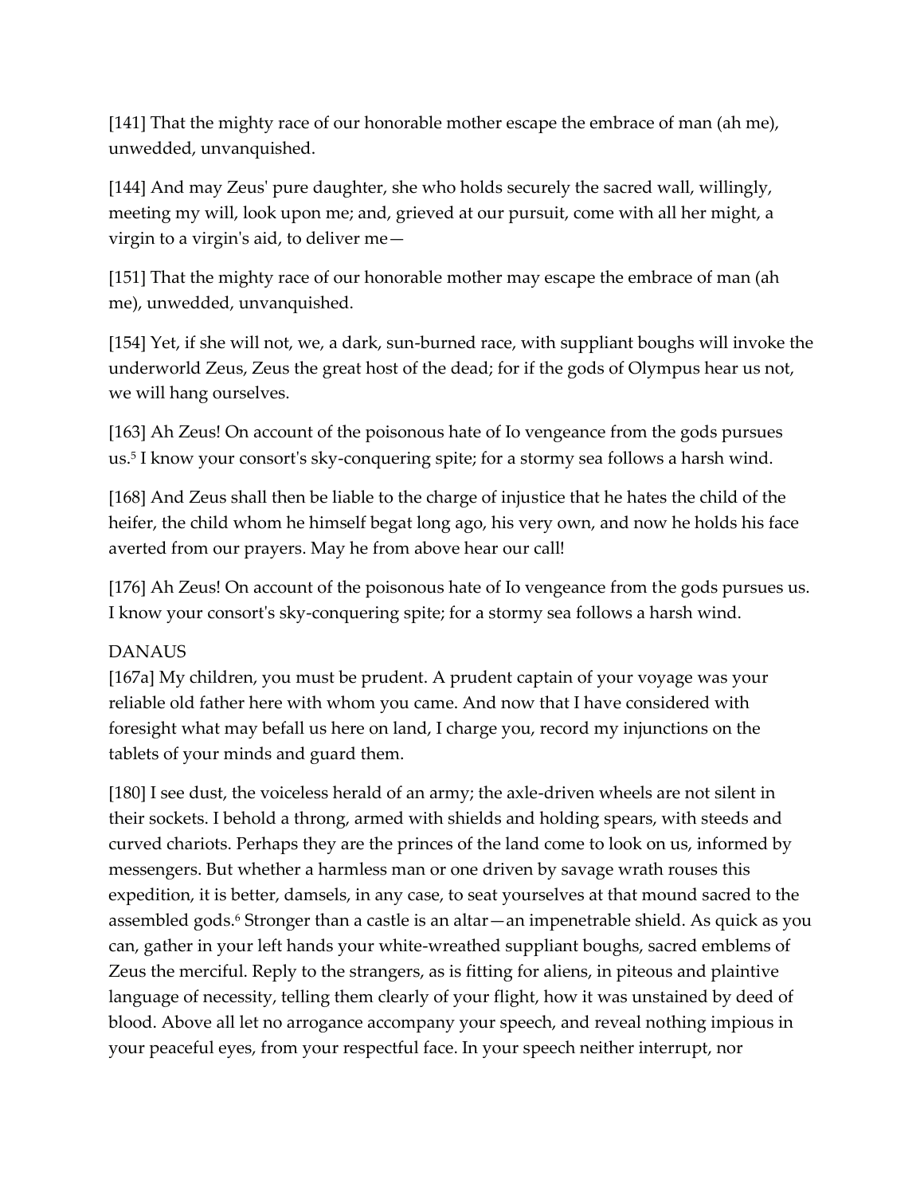[141] That the mighty race of our honorable mother escape the embrace of man (ah me), unwedded, unvanquished.

[144] And may Zeus' pure daughter, she who holds securely the sacred wall, willingly, meeting my will, look upon me; and, grieved at our pursuit, come with all her might, a virgin to a virgin's aid, to deliver me—

[151] That the mighty race of our honorable mother may escape the embrace of man (ah me), unwedded, unvanquished.

[154] Yet, if she will not, we, a dark, sun-burned race, with suppliant boughs will invoke the underworld Zeus, Zeus the great host of the dead; for if the gods of Olympus hear us not, we will hang ourselves.

[163] Ah Zeus! On account of the poisonous hate of Io vengeance from the gods pursues us.[5] I know your consort's sky-conquering spite; for a stormy sea follows a harsh wind.

[168] And Zeus shall then be liable to the charge of injustice that he hates the child of the heifer, the child whom he himself begat long ago, his very own, and now he holds his face averted from our prayers. May he from above hear our call!

[176] Ah Zeus! On account of the poisonous hate of Io vengeance from the gods pursues us. I know your consort's sky-conquering spite; for a stormy sea follows a harsh wind.

DANAUS
[167a] My children, you must be prudent. A prudent captain of your voyage was your reliable old father here with whom you came. And now that I have considered with foresight what may befall us here on land, I charge you, record my injunctions on the tablets of your minds and guard them.

[180] I see dust, the voiceless herald of an army; the axle-driven wheels are not silent in their sockets. I behold a throng, armed with shields and holding spears, with steeds and curved chariots. Perhaps they are the princes of the land come to look on us, informed by messengers. But whether a harmless man or one driven by savage wrath rouses this expedition, it is better, damsels, in any case, to seat yourselves at that mound sacred to the assembled gods.[6] Stronger than a castle is an altar—an impenetrable shield. As quick as you can, gather in your left hands your white-wreathed suppliant boughs, sacred emblems of Zeus the merciful. Reply to the strangers, as is fitting for aliens, in piteous and plaintive language of necessity, telling them clearly of your flight, how it was unstained by deed of blood. Above all let no arrogance accompany your speech, and reveal nothing impious in your peaceful eyes, from your respectful face. In your speech neither interrupt, nor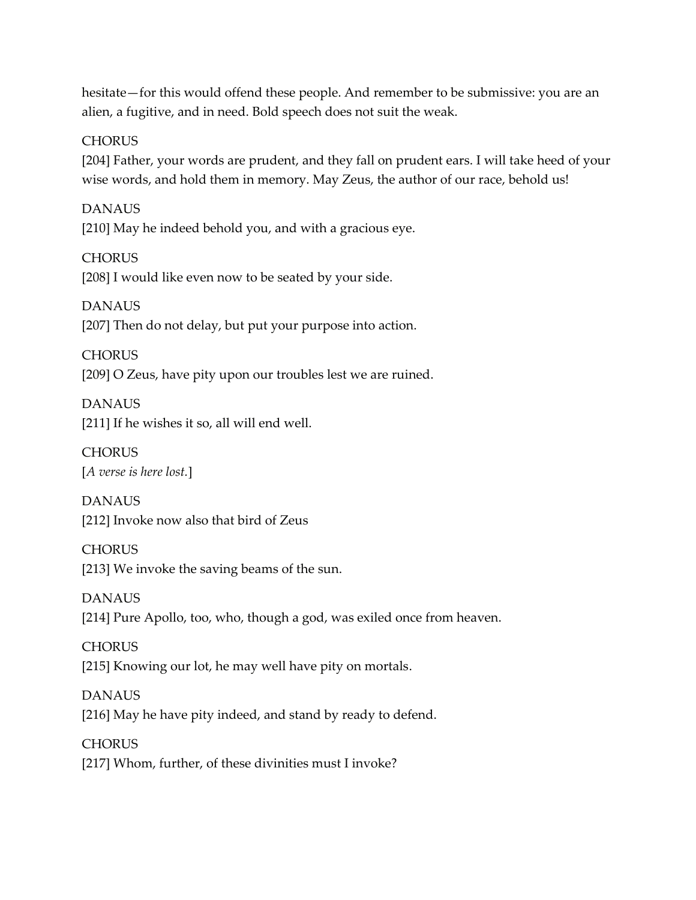hesitate—for this would offend these people. And remember to be submissive: you are an alien, a fugitive, and in need. Bold speech does not suit the weak.

CHORUS
[204] Father, your words are prudent, and they fall on prudent ears. I will take heed of your wise words, and hold them in memory. May Zeus, the author of our race, behold us!

DANAUS
[210] May he indeed behold you, and with a gracious eye.

CHORUS
[208] I would like even now to be seated by your side.

DANAUS
[207] Then do not delay, but put your purpose into action.

CHORUS
[209] O Zeus, have pity upon our troubles lest we are ruined.

DANAUS
[211] If he wishes it so, all will end well.

CHORUS
[*A verse is here lost.*]

DANAUS
[212] Invoke now also that bird of Zeus

CHORUS
[213] We invoke the saving beams of the sun.

DANAUS
[214] Pure Apollo, too, who, though a god, was exiled once from heaven.

CHORUS
[215] Knowing our lot, he may well have pity on mortals.

DANAUS
[216] May he have pity indeed, and stand by ready to defend.

CHORUS
[217] Whom, further, of these divinities must I invoke?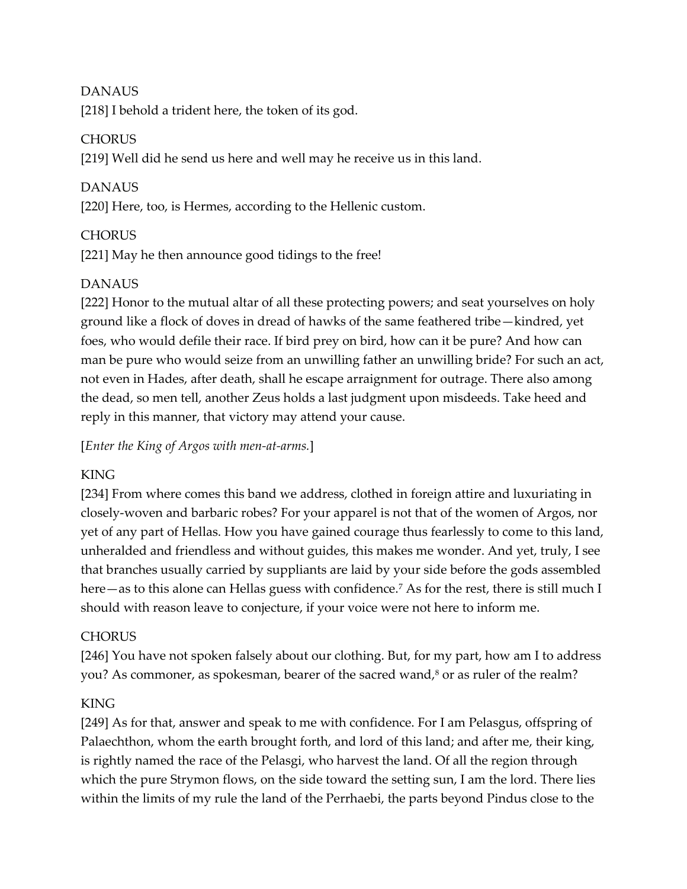DANAUS

[218] I behold a trident here, the token of its god.

CHORUS

[219] Well did he send us here and well may he receive us in this land.

DANAUS

[220] Here, too, is Hermes, according to the Hellenic custom.

CHORUS

[221] May he then announce good tidings to the free!

DANAUS

[222] Honor to the mutual altar of all these protecting powers; and seat yourselves on holy ground like a flock of doves in dread of hawks of the same feathered tribe—kindred, yet foes, who would defile their race. If bird prey on bird, how can it be pure? And how can man be pure who would seize from an unwilling father an unwilling bride? For such an act, not even in Hades, after death, shall he escape arraignment for outrage. There also among the dead, so men tell, another Zeus holds a last judgment upon misdeeds. Take heed and reply in this manner, that victory may attend your cause.

[*Enter the King of Argos with men-at-arms.*]

KING

[234] From where comes this band we address, clothed in foreign attire and luxuriating in closely-woven and barbaric robes? For your apparel is not that of the women of Argos, nor yet of any part of Hellas. How you have gained courage thus fearlessly to come to this land, unheralded and friendless and without guides, this makes me wonder. And yet, truly, I see that branches usually carried by suppliants are laid by your side before the gods assembled here—as to this alone can Hellas guess with confidence.[7] As for the rest, there is still much I should with reason leave to conjecture, if your voice were not here to inform me.

CHORUS

[246] You have not spoken falsely about our clothing. But, for my part, how am I to address you? As commoner, as spokesman, bearer of the sacred wand,[8] or as ruler of the realm?

KING

[249] As for that, answer and speak to me with confidence. For I am Pelasgus, offspring of Palaechthon, whom the earth brought forth, and lord of this land; and after me, their king, is rightly named the race of the Pelasgi, who harvest the land. Of all the region through which the pure Strymon flows, on the side toward the setting sun, I am the lord. There lies within the limits of my rule the land of the Perrhaebi, the parts beyond Pindus close to the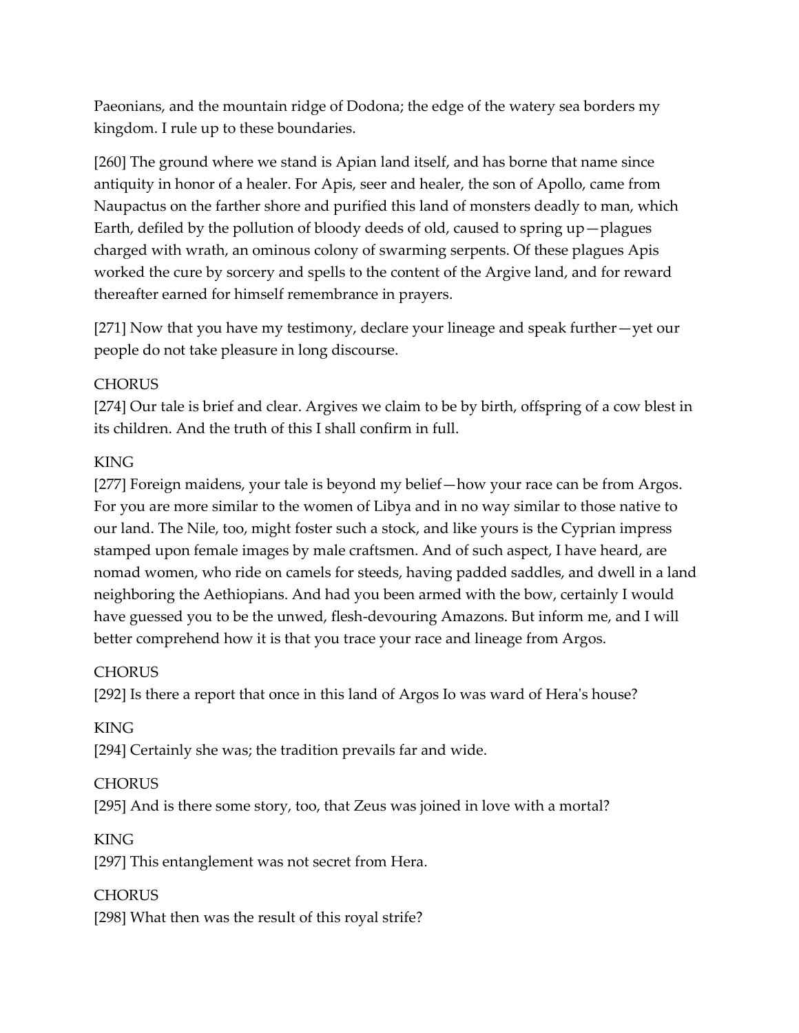Paeonians, and the mountain ridge of Dodona; the edge of the watery sea borders my kingdom. I rule up to these boundaries.

[260] The ground where we stand is Apian land itself, and has borne that name since antiquity in honor of a healer. For Apis, seer and healer, the son of Apollo, came from Naupactus on the farther shore and purified this land of monsters deadly to man, which Earth, defiled by the pollution of bloody deeds of old, caused to spring up—plagues charged with wrath, an ominous colony of swarming serpents. Of these plagues Apis worked the cure by sorcery and spells to the content of the Argive land, and for reward thereafter earned for himself remembrance in prayers.

[271] Now that you have my testimony, declare your lineage and speak further—yet our people do not take pleasure in long discourse.

CHORUS
[274] Our tale is brief and clear. Argives we claim to be by birth, offspring of a cow blest in its children. And the truth of this I shall confirm in full.

KING
[277] Foreign maidens, your tale is beyond my belief—how your race can be from Argos. For you are more similar to the women of Libya and in no way similar to those native to our land. The Nile, too, might foster such a stock, and like yours is the Cyprian impress stamped upon female images by male craftsmen. And of such aspect, I have heard, are nomad women, who ride on camels for steeds, having padded saddles, and dwell in a land neighboring the Aethiopians. And had you been armed with the bow, certainly I would have guessed you to be the unwed, flesh-devouring Amazons. But inform me, and I will better comprehend how it is that you trace your race and lineage from Argos.

CHORUS
[292] Is there a report that once in this land of Argos Io was ward of Hera's house?

KING
[294] Certainly she was; the tradition prevails far and wide.

CHORUS
[295] And is there some story, too, that Zeus was joined in love with a mortal?

KING
[297] This entanglement was not secret from Hera.

CHORUS
[298] What then was the result of this royal strife?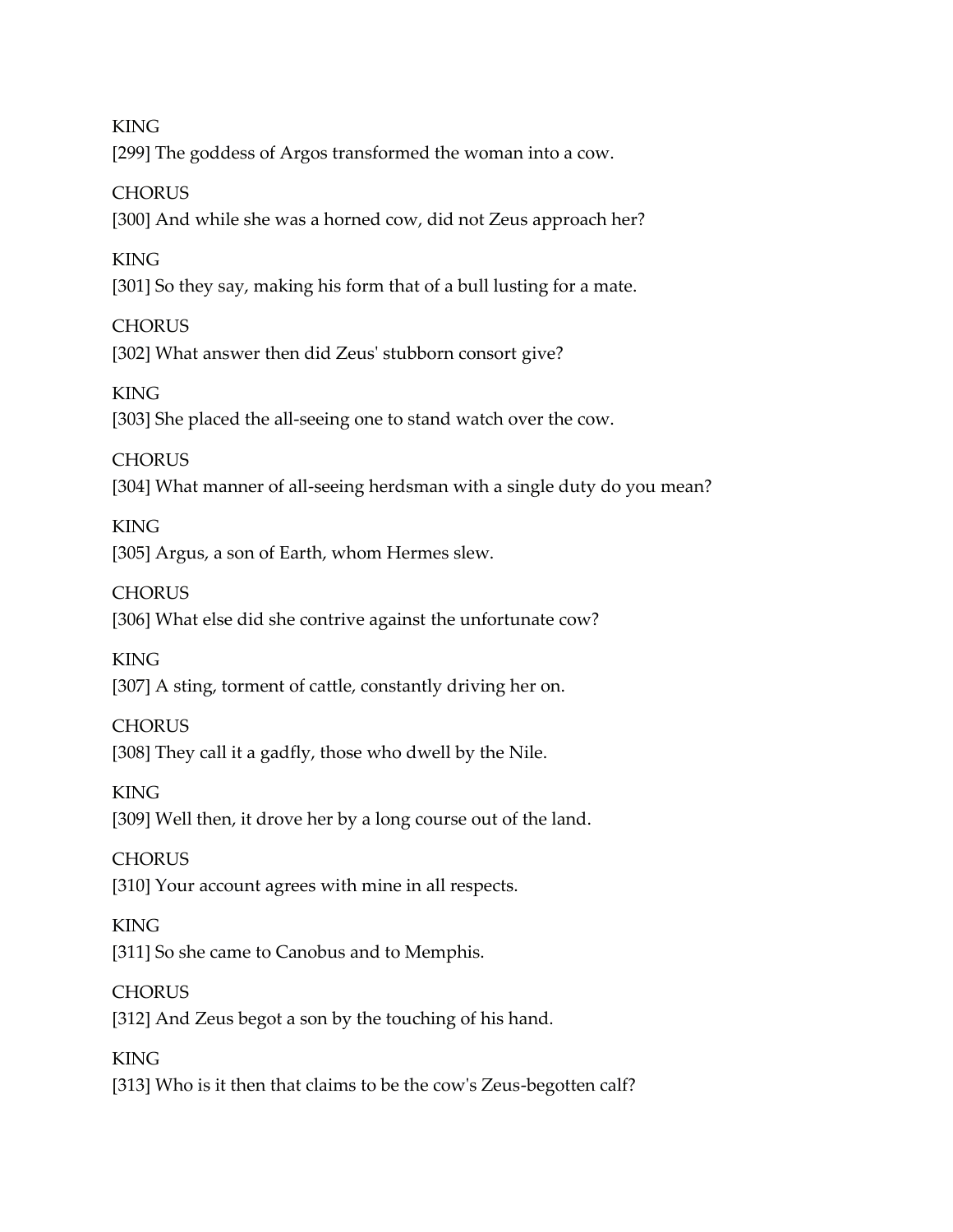KING

[299] The goddess of Argos transformed the woman into a cow.

CHORUS

[300] And while she was a horned cow, did not Zeus approach her?

KING

[301] So they say, making his form that of a bull lusting for a mate.

CHORUS

[302] What answer then did Zeus' stubborn consort give?

KING

[303] She placed the all-seeing one to stand watch over the cow.

CHORUS

[304] What manner of all-seeing herdsman with a single duty do you mean?

KING

[305] Argus, a son of Earth, whom Hermes slew.

CHORUS

[306] What else did she contrive against the unfortunate cow?

KING

[307] A sting, torment of cattle, constantly driving her on.

CHORUS

[308] They call it a gadfly, those who dwell by the Nile.

KING

[309] Well then, it drove her by a long course out of the land.

CHORUS

[310] Your account agrees with mine in all respects.

KING

[311] So she came to Canobus and to Memphis.

CHORUS

[312] And Zeus begot a son by the touching of his hand.

KING

[313] Who is it then that claims to be the cow's Zeus-begotten calf?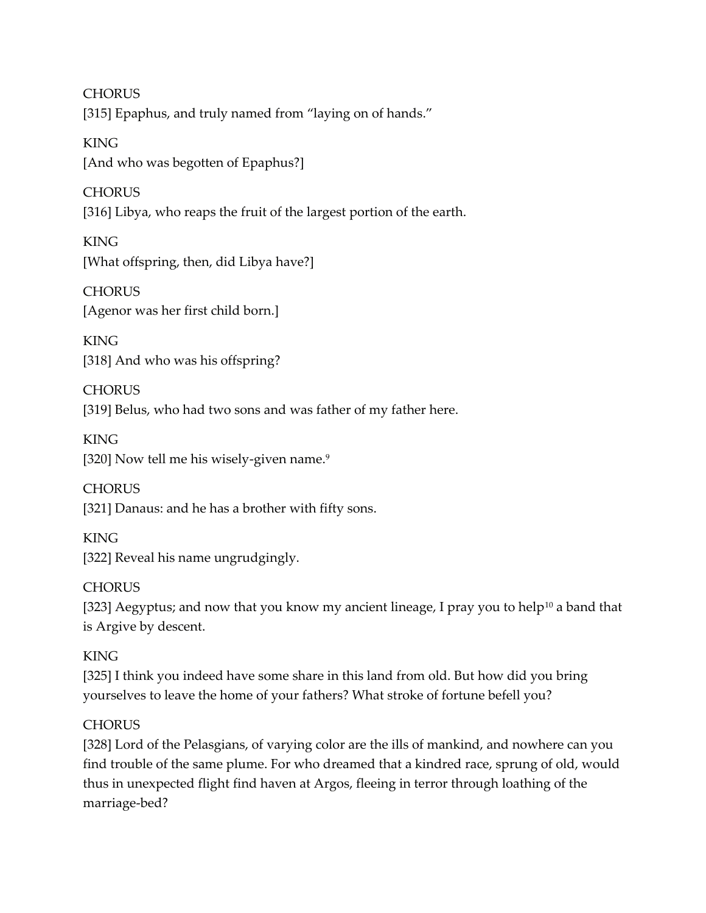CHORUS

[315] Epaphus, and truly named from “laying on of hands.”

KING

[And who was begotten of Epaphus?]

CHORUS

[316] Libya, who reaps the fruit of the largest portion of the earth.

KING

[What offspring, then, did Libya have?]

CHORUS

[Agenor was her first child born.]

KING

[318] And who was his offspring?

CHORUS

[319] Belus, who had two sons and was father of my father here.

KING

[320] Now tell me his wisely-given name.[9]

CHORUS

[321] Danaus: and he has a brother with fifty sons.

KING

[322] Reveal his name ungrudgingly.

CHORUS

[323] Aegyptus; and now that you know my ancient lineage, I pray you to help[10] a band that is Argive by descent.

KING

[325] I think you indeed have some share in this land from old. But how did you bring yourselves to leave the home of your fathers? What stroke of fortune befell you?

CHORUS

[328] Lord of the Pelasgians, of varying color are the ills of mankind, and nowhere can you find trouble of the same plume. For who dreamed that a kindred race, sprung of old, would thus in unexpected flight find haven at Argos, fleeing in terror through loathing of the marriage-bed?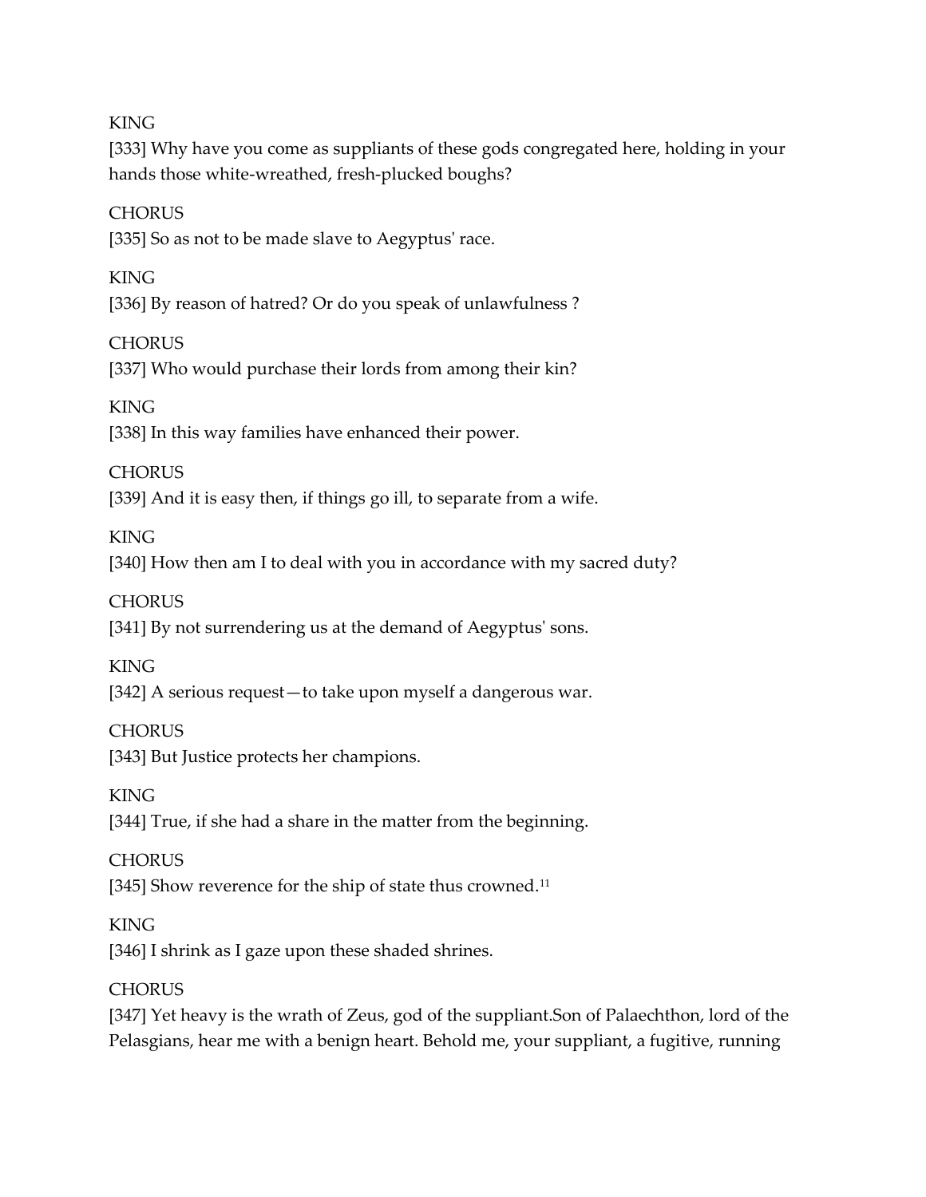KING

[333] Why have you come as suppliants of these gods congregated here, holding in your hands those white-wreathed, fresh-plucked boughs?

CHORUS

[335] So as not to be made slave to Aegyptus' race.

KING

[336] By reason of hatred? Or do you speak of unlawfulness ?

CHORUS

[337] Who would purchase their lords from among their kin?

KING

[338] In this way families have enhanced their power.

CHORUS

[339] And it is easy then, if things go ill, to separate from a wife.

KING

[340] How then am I to deal with you in accordance with my sacred duty?

CHORUS

[341] By not surrendering us at the demand of Aegyptus' sons.

KING

[342] A serious request—to take upon myself a dangerous war.

CHORUS

[343] But Justice protects her champions.

KING

[344] True, if she had a share in the matter from the beginning.

CHORUS

[345] Show reverence for the ship of state thus crowned.[11]

KING

[346] I shrink as I gaze upon these shaded shrines.

CHORUS

[347] Yet heavy is the wrath of Zeus, god of the suppliant.Son of Palaechthon, lord of the Pelasgians, hear me with a benign heart. Behold me, your suppliant, a fugitive, running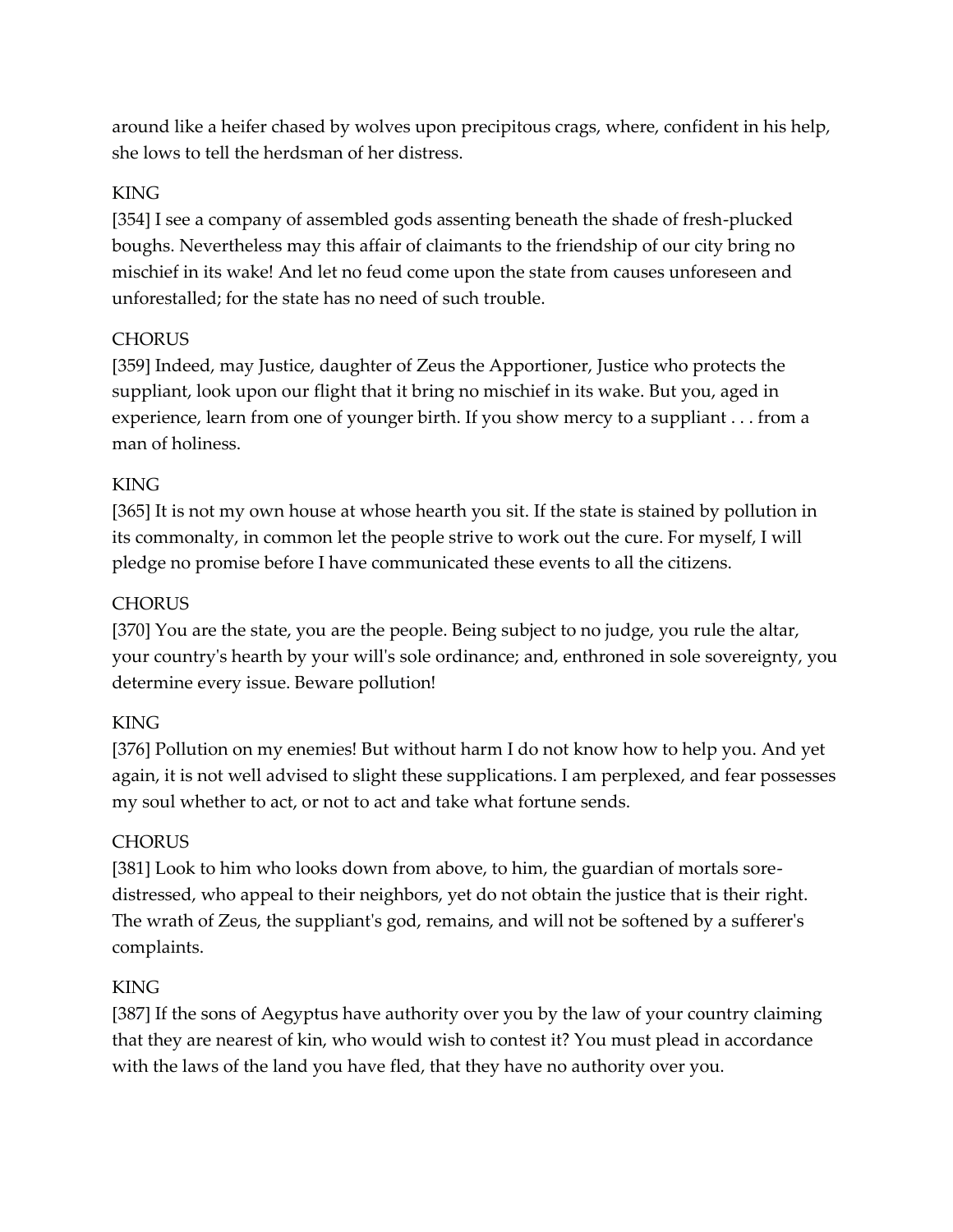around like a heifer chased by wolves upon precipitous crags, where, confident in his help, she lows to tell the herdsman of her distress.

KING

[354] I see a company of assembled gods assenting beneath the shade of fresh-plucked boughs. Nevertheless may this affair of claimants to the friendship of our city bring no mischief in its wake! And let no feud come upon the state from causes unforeseen and unforestalled; for the state has no need of such trouble.

CHORUS

[359] Indeed, may Justice, daughter of Zeus the Apportioner, Justice who protects the suppliant, look upon our flight that it bring no mischief in its wake. But you, aged in experience, learn from one of younger birth. If you show mercy to a suppliant . . . from a man of holiness.

KING

[365] It is not my own house at whose hearth you sit. If the state is stained by pollution in its commonalty, in common let the people strive to work out the cure. For myself, I will pledge no promise before I have communicated these events to all the citizens.

CHORUS

[370] You are the state, you are the people. Being subject to no judge, you rule the altar, your country's hearth by your will's sole ordinance; and, enthroned in sole sovereignty, you determine every issue. Beware pollution!

KING

[376] Pollution on my enemies! But without harm I do not know how to help you. And yet again, it is not well advised to slight these supplications. I am perplexed, and fear possesses my soul whether to act, or not to act and take what fortune sends.

CHORUS

[381] Look to him who looks down from above, to him, the guardian of mortals sore-distressed, who appeal to their neighbors, yet do not obtain the justice that is their right. The wrath of Zeus, the suppliant's god, remains, and will not be softened by a sufferer's complaints.

KING

[387] If the sons of Aegyptus have authority over you by the law of your country claiming that they are nearest of kin, who would wish to contest it? You must plead in accordance with the laws of the land you have fled, that they have no authority over you.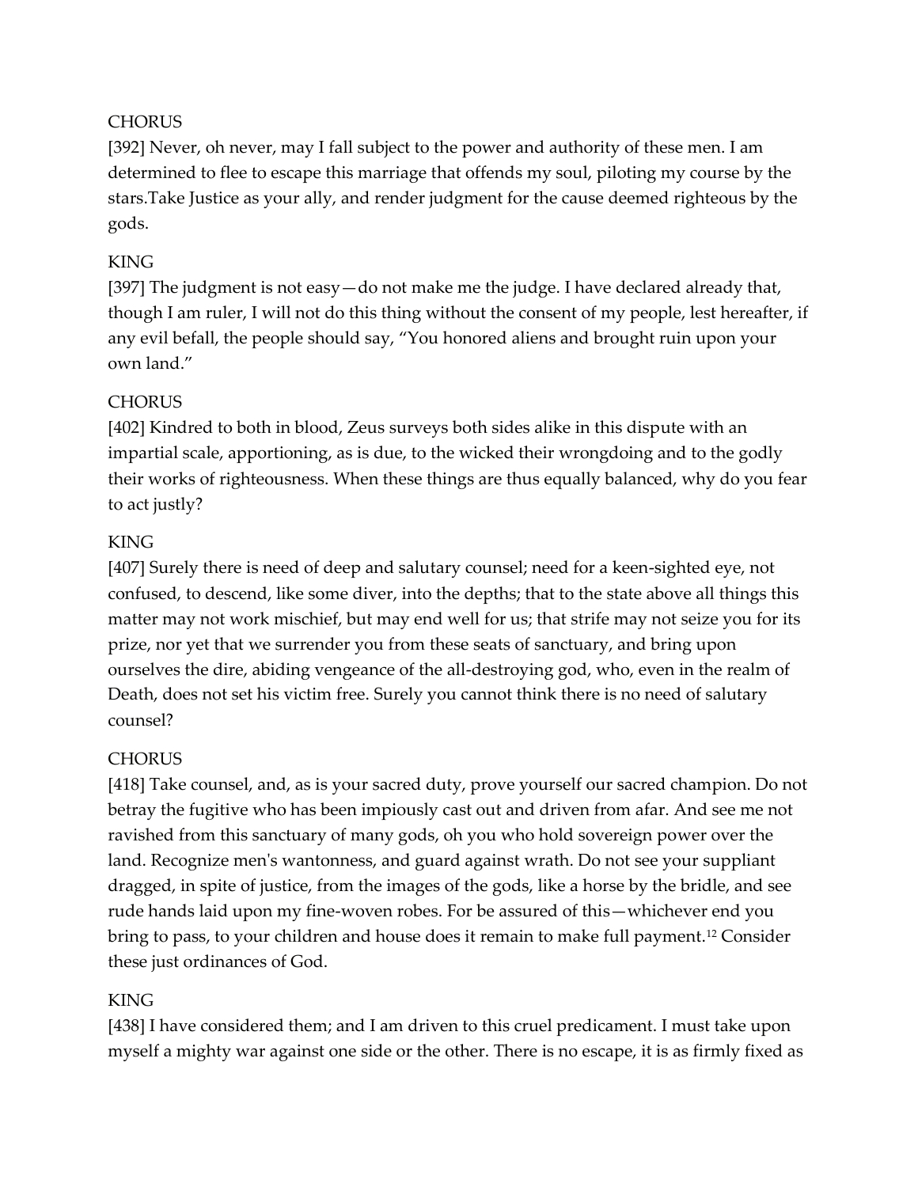CHORUS

[392] Never, oh never, may I fall subject to the power and authority of these men. I am determined to flee to escape this marriage that offends my soul, piloting my course by the stars.Take Justice as your ally, and render judgment for the cause deemed righteous by the gods.

KING

[397] The judgment is not easy—do not make me the judge. I have declared already that, though I am ruler, I will not do this thing without the consent of my people, lest hereafter, if any evil befall, the people should say, “You honored aliens and brought ruin upon your own land.”

CHORUS

[402] Kindred to both in blood, Zeus surveys both sides alike in this dispute with an impartial scale, apportioning, as is due, to the wicked their wrongdoing and to the godly their works of righteousness. When these things are thus equally balanced, why do you fear to act justly?

KING

[407] Surely there is need of deep and salutary counsel; need for a keen-sighted eye, not confused, to descend, like some diver, into the depths; that to the state above all things this matter may not work mischief, but may end well for us; that strife may not seize you for its prize, nor yet that we surrender you from these seats of sanctuary, and bring upon ourselves the dire, abiding vengeance of the all-destroying god, who, even in the realm of Death, does not set his victim free. Surely you cannot think there is no need of salutary counsel?

CHORUS

[418] Take counsel, and, as is your sacred duty, prove yourself our sacred champion. Do not betray the fugitive who has been impiously cast out and driven from afar. And see me not ravished from this sanctuary of many gods, oh you who hold sovereign power over the land. Recognize men's wantonness, and guard against wrath. Do not see your suppliant dragged, in spite of justice, from the images of the gods, like a horse by the bridle, and see rude hands laid upon my fine-woven robes. For be assured of this—whichever end you bring to pass, to your children and house does it remain to make full payment.[12] Consider these just ordinances of God.

KING

[438] I have considered them; and I am driven to this cruel predicament. I must take upon myself a mighty war against one side or the other. There is no escape, it is as firmly fixed as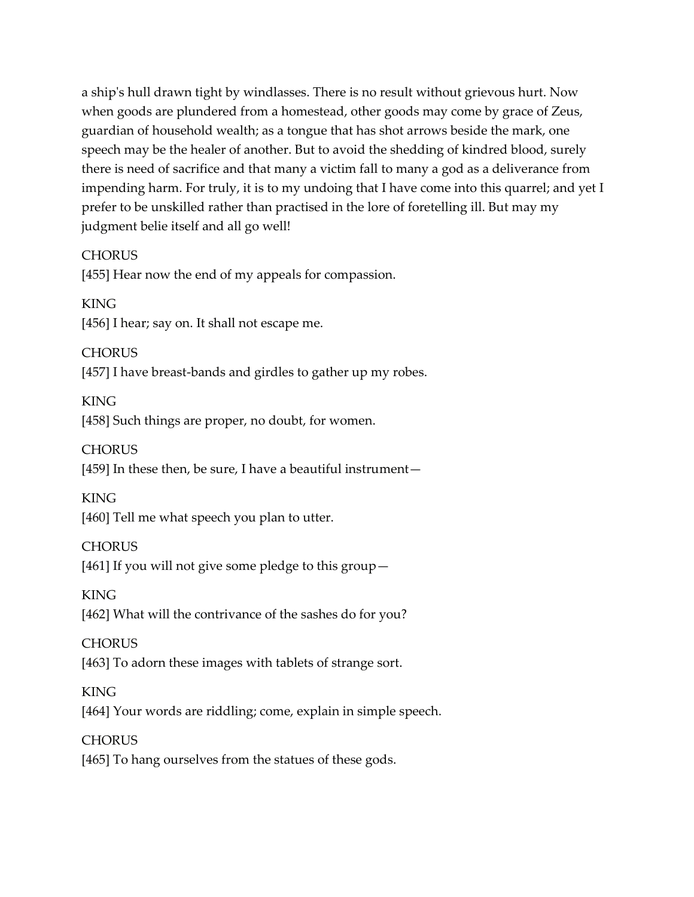a ship's hull drawn tight by windlasses. There is no result without grievous hurt. Now when goods are plundered from a homestead, other goods may come by grace of Zeus, guardian of household wealth; as a tongue that has shot arrows beside the mark, one speech may be the healer of another. But to avoid the shedding of kindred blood, surely there is need of sacrifice and that many a victim fall to many a god as a deliverance from impending harm. For truly, it is to my undoing that I have come into this quarrel; and yet I prefer to be unskilled rather than practised in the lore of foretelling ill. But may my judgment belie itself and all go well!

CHORUS
[455] Hear now the end of my appeals for compassion.

KING
[456] I hear; say on. It shall not escape me.

CHORUS
[457] I have breast-bands and girdles to gather up my robes.

KING
[458] Such things are proper, no doubt, for women.

CHORUS
[459] In these then, be sure, I have a beautiful instrument—

KING
[460] Tell me what speech you plan to utter.

CHORUS
[461] If you will not give some pledge to this group—

KING
[462] What will the contrivance of the sashes do for you?

CHORUS
[463] To adorn these images with tablets of strange sort.

KING
[464] Your words are riddling; come, explain in simple speech.

CHORUS
[465] To hang ourselves from the statues of these gods.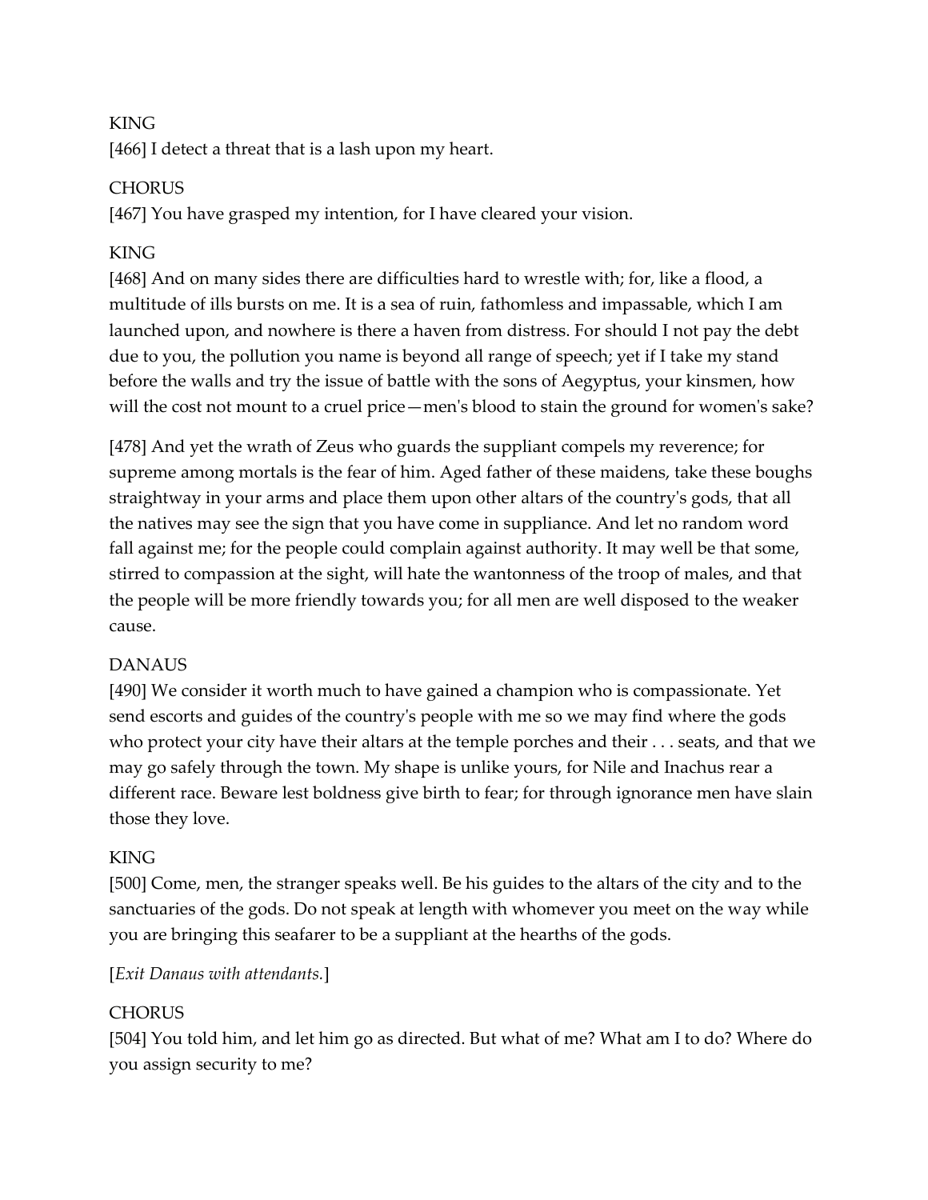KING
[466] I detect a threat that is a lash upon my heart.

CHORUS
[467] You have grasped my intention, for I have cleared your vision.

KING
[468] And on many sides there are difficulties hard to wrestle with; for, like a flood, a multitude of ills bursts on me. It is a sea of ruin, fathomless and impassable, which I am launched upon, and nowhere is there a haven from distress. For should I not pay the debt due to you, the pollution you name is beyond all range of speech; yet if I take my stand before the walls and try the issue of battle with the sons of Aegyptus, your kinsmen, how will the cost not mount to a cruel price—men's blood to stain the ground for women's sake?

[478] And yet the wrath of Zeus who guards the suppliant compels my reverence; for supreme among mortals is the fear of him. Aged father of these maidens, take these boughs straightway in your arms and place them upon other altars of the country's gods, that all the natives may see the sign that you have come in suppliance. And let no random word fall against me; for the people could complain against authority. It may well be that some, stirred to compassion at the sight, will hate the wantonness of the troop of males, and that the people will be more friendly towards you; for all men are well disposed to the weaker cause.

DANAUS
[490] We consider it worth much to have gained a champion who is compassionate. Yet send escorts and guides of the country's people with me so we may find where the gods who protect your city have their altars at the temple porches and their . . . seats, and that we may go safely through the town. My shape is unlike yours, for Nile and Inachus rear a different race. Beware lest boldness give birth to fear; for through ignorance men have slain those they love.

KING
[500] Come, men, the stranger speaks well. Be his guides to the altars of the city and to the sanctuaries of the gods. Do not speak at length with whomever you meet on the way while you are bringing this seafarer to be a suppliant at the hearths of the gods.

[*Exit Danaus with attendants.*]

CHORUS
[504] You told him, and let him go as directed. But what of me? What am I to do? Where do you assign security to me?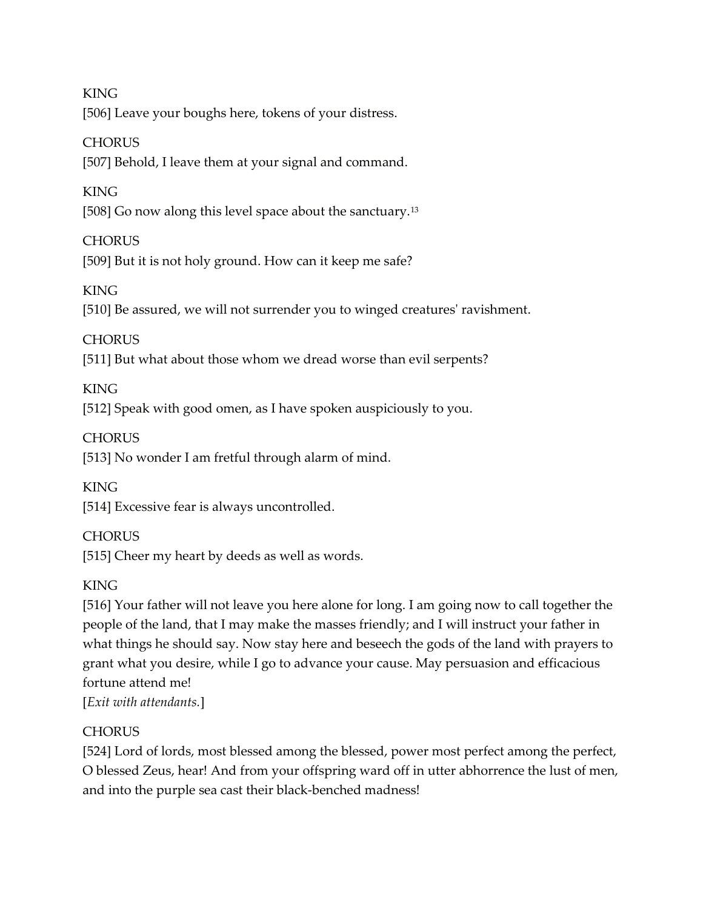KING

[506] Leave your boughs here, tokens of your distress.

CHORUS

[507] Behold, I leave them at your signal and command.

KING

[508] Go now along this level space about the sanctuary.[13]

CHORUS

[509] But it is not holy ground. How can it keep me safe?

KING

[510] Be assured, we will not surrender you to winged creatures' ravishment.

CHORUS

[511] But what about those whom we dread worse than evil serpents?

KING

[512] Speak with good omen, as I have spoken auspiciously to you.

CHORUS

[513] No wonder I am fretful through alarm of mind.

KING

[514] Excessive fear is always uncontrolled.

CHORUS

[515] Cheer my heart by deeds as well as words.

KING

[516] Your father will not leave you here alone for long. I am going now to call together the people of the land, that I may make the masses friendly; and I will instruct your father in what things he should say. Now stay here and beseech the gods of the land with prayers to grant what you desire, while I go to advance your cause. May persuasion and efficacious fortune attend me!

[*Exit with attendants.*]

CHORUS

[524] Lord of lords, most blessed among the blessed, power most perfect among the perfect, O blessed Zeus, hear! And from your offspring ward off in utter abhorrence the lust of men, and into the purple sea cast their black-benched madness!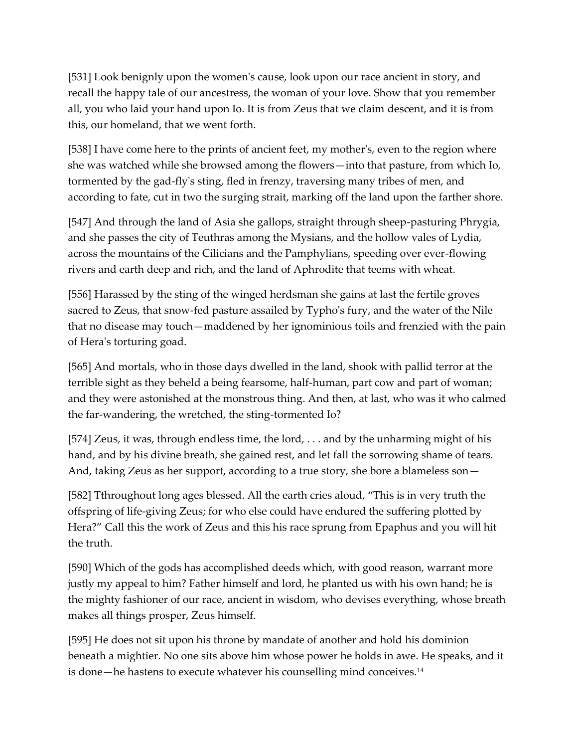[531] Look benignly upon the women's cause, look upon our race ancient in story, and recall the happy tale of our ancestress, the woman of your love. Show that you remember all, you who laid your hand upon Io. It is from Zeus that we claim descent, and it is from this, our homeland, that we went forth.

[538] I have come here to the prints of ancient feet, my mother's, even to the region where she was watched while she browsed among the flowers—into that pasture, from which Io, tormented by the gad-fly's sting, fled in frenzy, traversing many tribes of men, and according to fate, cut in two the surging strait, marking off the land upon the farther shore.

[547] And through the land of Asia she gallops, straight through sheep-pasturing Phrygia, and she passes the city of Teuthras among the Mysians, and the hollow vales of Lydia, across the mountains of the Cilicians and the Pamphylians, speeding over ever-flowing rivers and earth deep and rich, and the land of Aphrodite that teems with wheat.

[556] Harassed by the sting of the winged herdsman she gains at last the fertile groves sacred to Zeus, that snow-fed pasture assailed by Typho's fury, and the water of the Nile that no disease may touch—maddened by her ignominious toils and frenzied with the pain of Hera's torturing goad.

[565] And mortals, who in those days dwelled in the land, shook with pallid terror at the terrible sight as they beheld a being fearsome, half-human, part cow and part of woman; and they were astonished at the monstrous thing. And then, at last, who was it who calmed the far-wandering, the wretched, the sting-tormented Io?

[574] Zeus, it was, through endless time, the lord, . . . and by the unharming might of his hand, and by his divine breath, she gained rest, and let fall the sorrowing shame of tears. And, taking Zeus as her support, according to a true story, she bore a blameless son—

[582] Tthroughout long ages blessed. All the earth cries aloud, "This is in very truth the offspring of life-giving Zeus; for who else could have endured the suffering plotted by Hera?" Call this the work of Zeus and this his race sprung from Epaphus and you will hit the truth.

[590] Which of the gods has accomplished deeds which, with good reason, warrant more justly my appeal to him? Father himself and lord, he planted us with his own hand; he is the mighty fashioner of our race, ancient in wisdom, who devises everything, whose breath makes all things prosper, Zeus himself.

[595] He does not sit upon his throne by mandate of another and hold his dominion beneath a mightier. No one sits above him whose power he holds in awe. He speaks, and it is done—he hastens to execute whatever his counselling mind conceives.[14]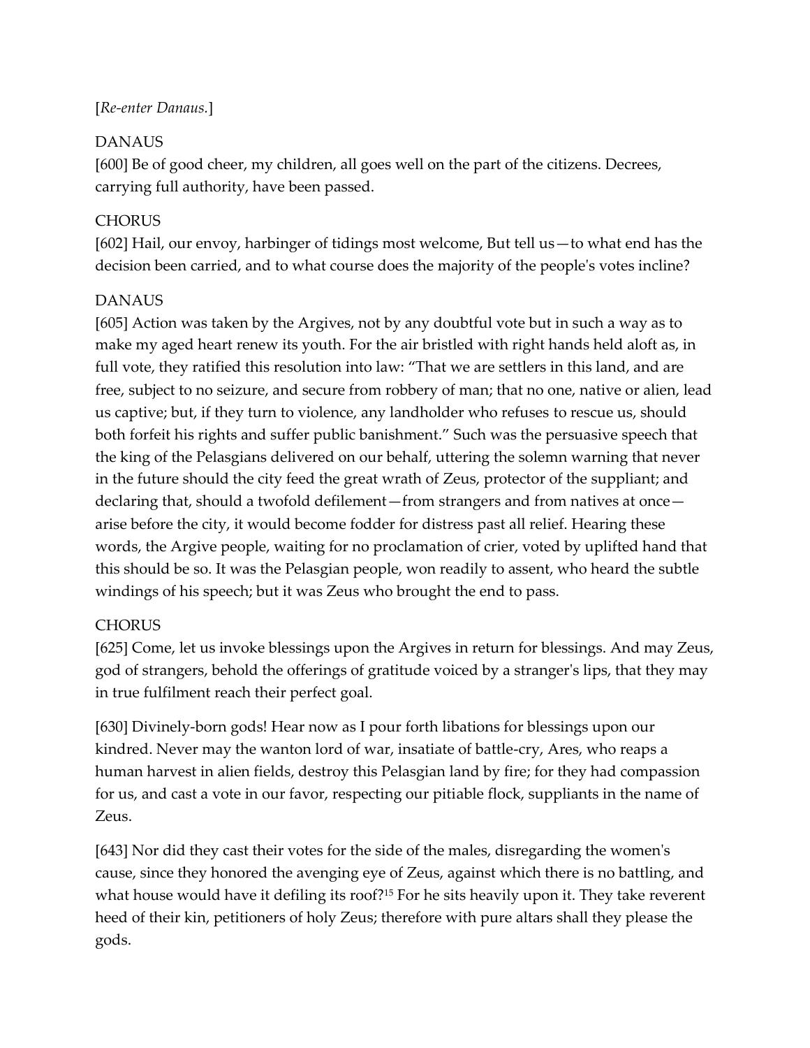[*Re-enter Danaus.*]

DANAUS

[600] Be of good cheer, my children, all goes well on the part of the citizens. Decrees, carrying full authority, have been passed.

CHORUS

[602] Hail, our envoy, harbinger of tidings most welcome, But tell us—to what end has the decision been carried, and to what course does the majority of the people's votes incline?

DANAUS

[605] Action was taken by the Argives, not by any doubtful vote but in such a way as to make my aged heart renew its youth. For the air bristled with right hands held aloft as, in full vote, they ratified this resolution into law: "That we are settlers in this land, and are free, subject to no seizure, and secure from robbery of man; that no one, native or alien, lead us captive; but, if they turn to violence, any landholder who refuses to rescue us, should both forfeit his rights and suffer public banishment." Such was the persuasive speech that the king of the Pelasgians delivered on our behalf, uttering the solemn warning that never in the future should the city feed the great wrath of Zeus, protector of the suppliant; and declaring that, should a twofold defilement—from strangers and from natives at once—arise before the city, it would become fodder for distress past all relief. Hearing these words, the Argive people, waiting for no proclamation of crier, voted by uplifted hand that this should be so. It was the Pelasgian people, won readily to assent, who heard the subtle windings of his speech; but it was Zeus who brought the end to pass.

CHORUS

[625] Come, let us invoke blessings upon the Argives in return for blessings. And may Zeus, god of strangers, behold the offerings of gratitude voiced by a stranger's lips, that they may in true fulfilment reach their perfect goal.

[630] Divinely-born gods! Hear now as I pour forth libations for blessings upon our kindred. Never may the wanton lord of war, insatiate of battle-cry, Ares, who reaps a human harvest in alien fields, destroy this Pelasgian land by fire; for they had compassion for us, and cast a vote in our favor, respecting our pitiable flock, suppliants in the name of Zeus.

[643] Nor did they cast their votes for the side of the males, disregarding the women's cause, since they honored the avenging eye of Zeus, against which there is no battling, and what house would have it defiling its roof?[15] For he sits heavily upon it. They take reverent heed of their kin, petitioners of holy Zeus; therefore with pure altars shall they please the gods.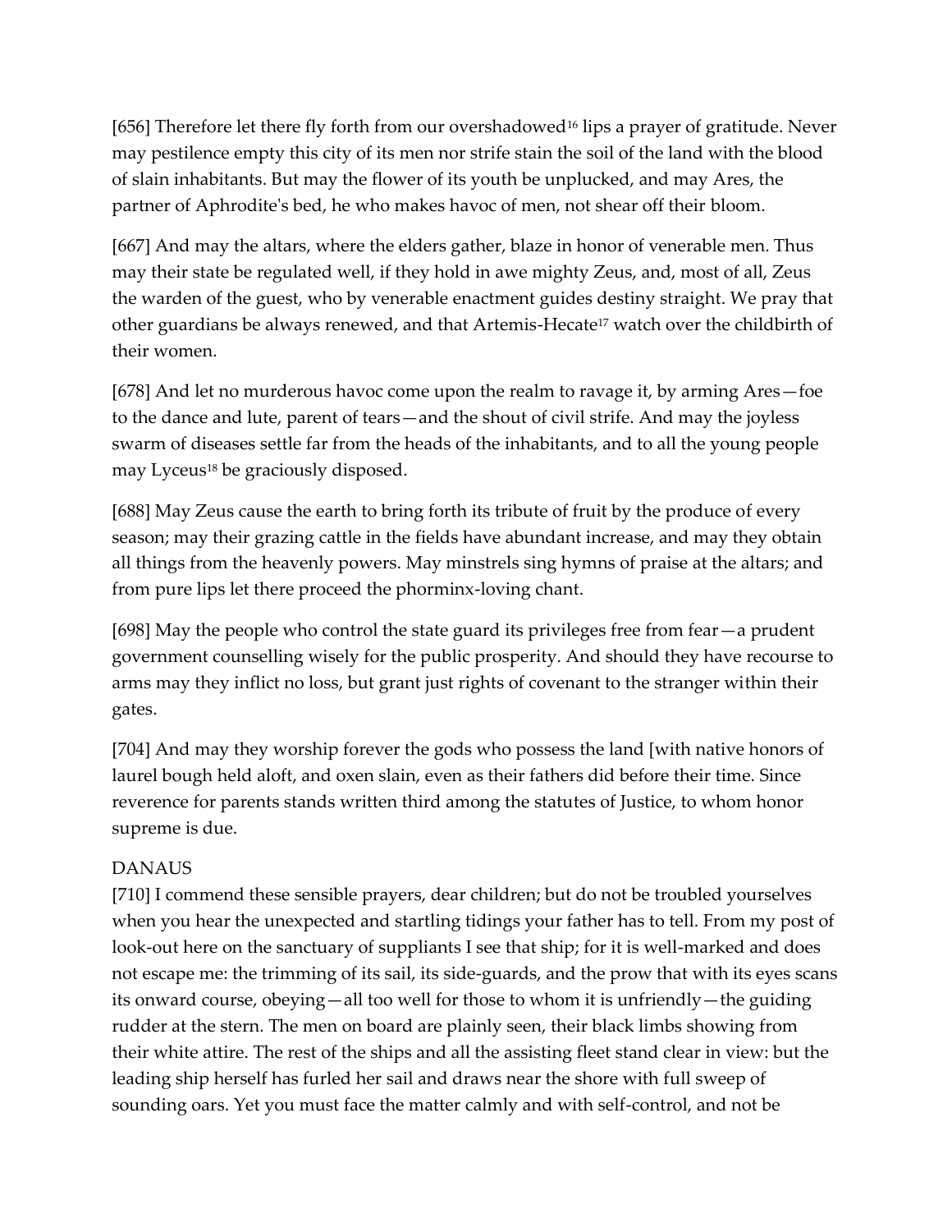[656] Therefore let there fly forth from our overshadowed[16] lips a prayer of gratitude. Never may pestilence empty this city of its men nor strife stain the soil of the land with the blood of slain inhabitants. But may the flower of its youth be unplucked, and may Ares, the partner of Aphrodite's bed, he who makes havoc of men, not shear off their bloom.

[667] And may the altars, where the elders gather, blaze in honor of venerable men. Thus may their state be regulated well, if they hold in awe mighty Zeus, and, most of all, Zeus the warden of the guest, who by venerable enactment guides destiny straight. We pray that other guardians be always renewed, and that Artemis-Hecate[17] watch over the childbirth of their women.

[678] And let no murderous havoc come upon the realm to ravage it, by arming Ares—foe to the dance and lute, parent of tears—and the shout of civil strife. And may the joyless swarm of diseases settle far from the heads of the inhabitants, and to all the young people may Lyceus[18] be graciously disposed.

[688] May Zeus cause the earth to bring forth its tribute of fruit by the produce of every season; may their grazing cattle in the fields have abundant increase, and may they obtain all things from the heavenly powers. May minstrels sing hymns of praise at the altars; and from pure lips let there proceed the phorminx-loving chant.

[698] May the people who control the state guard its privileges free from fear—a prudent government counselling wisely for the public prosperity. And should they have recourse to arms may they inflict no loss, but grant just rights of covenant to the stranger within their gates.

[704] And may they worship forever the gods who possess the land [with native honors of laurel bough held aloft, and oxen slain, even as their fathers did before their time. Since reverence for parents stands written third among the statutes of Justice, to whom honor supreme is due.

DANAUS
[710] I commend these sensible prayers, dear children; but do not be troubled yourselves when you hear the unexpected and startling tidings your father has to tell. From my post of look-out here on the sanctuary of suppliants I see that ship; for it is well-marked and does not escape me: the trimming of its sail, its side-guards, and the prow that with its eyes scans its onward course, obeying—all too well for those to whom it is unfriendly—the guiding rudder at the stern. The men on board are plainly seen, their black limbs showing from their white attire. The rest of the ships and all the assisting fleet stand clear in view: but the leading ship herself has furled her sail and draws near the shore with full sweep of sounding oars. Yet you must face the matter calmly and with self-control, and not be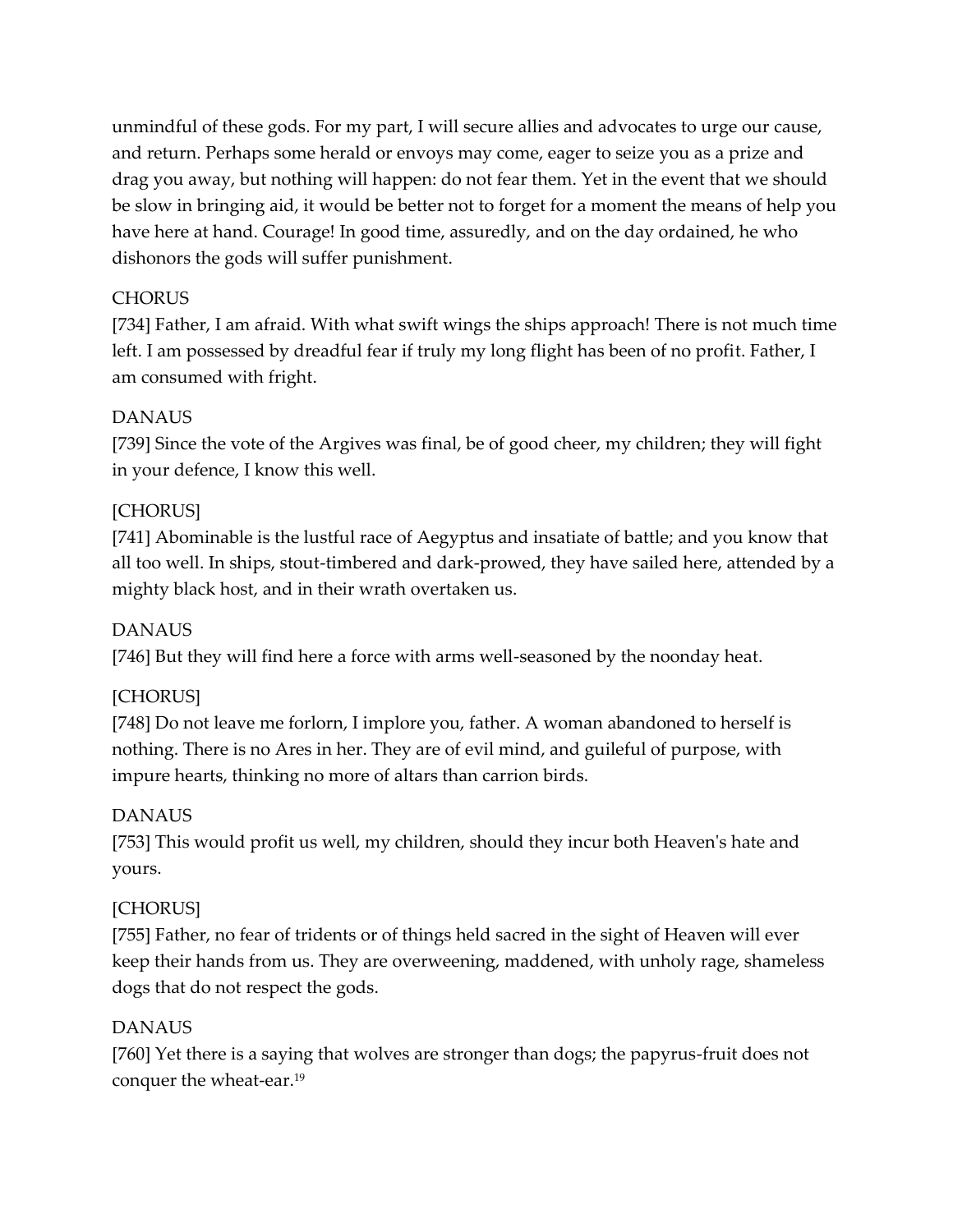unmindful of these gods. For my part, I will secure allies and advocates to urge our cause, and return. Perhaps some herald or envoys may come, eager to seize you as a prize and drag you away, but nothing will happen: do not fear them. Yet in the event that we should be slow in bringing aid, it would be better not to forget for a moment the means of help you have here at hand. Courage! In good time, assuredly, and on the day ordained, he who dishonors the gods will suffer punishment.

CHORUS

[734] Father, I am afraid. With what swift wings the ships approach! There is not much time left. I am possessed by dreadful fear if truly my long flight has been of no profit. Father, I am consumed with fright.

DANAUS

[739] Since the vote of the Argives was final, be of good cheer, my children; they will fight in your defence, I know this well.

[CHORUS]

[741] Abominable is the lustful race of Aegyptus and insatiate of battle; and you know that all too well. In ships, stout-timbered and dark-prowed, they have sailed here, attended by a mighty black host, and in their wrath overtaken us.

DANAUS

[746] But they will find here a force with arms well-seasoned by the noonday heat.

[CHORUS]

[748] Do not leave me forlorn, I implore you, father. A woman abandoned to herself is nothing. There is no Ares in her. They are of evil mind, and guileful of purpose, with impure hearts, thinking no more of altars than carrion birds.

DANAUS

[753] This would profit us well, my children, should they incur both Heaven's hate and yours.

[CHORUS]

[755] Father, no fear of tridents or of things held sacred in the sight of Heaven will ever keep their hands from us. They are overweening, maddened, with unholy rage, shameless dogs that do not respect the gods.

DANAUS

[760] Yet there is a saying that wolves are stronger than dogs; the papyrus-fruit does not conquer the wheat-ear.[19]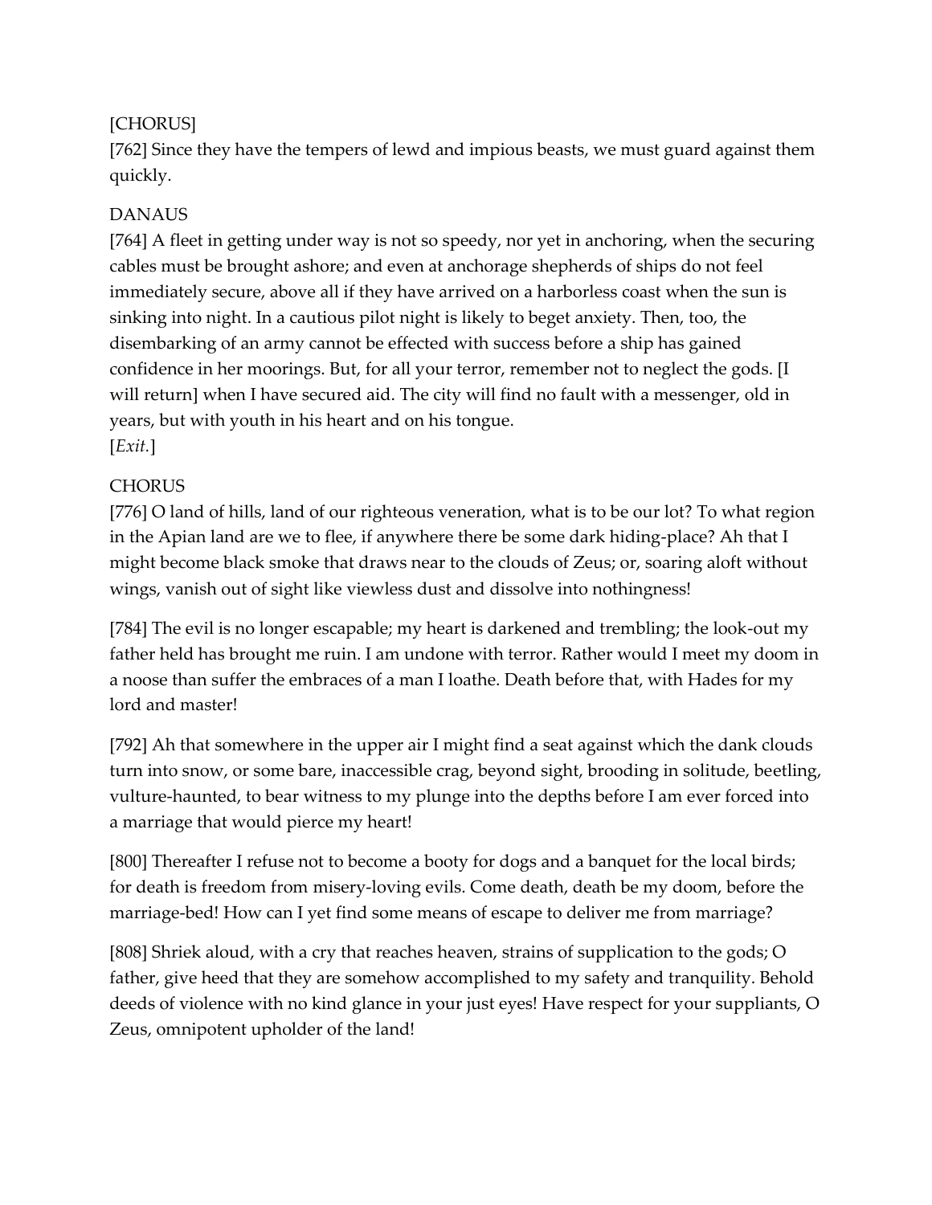[CHORUS]
[762] Since they have the tempers of lewd and impious beasts, we must guard against them quickly.

DANAUS
[764] A fleet in getting under way is not so speedy, nor yet in anchoring, when the securing cables must be brought ashore; and even at anchorage shepherds of ships do not feel immediately secure, above all if they have arrived on a harborless coast when the sun is sinking into night. In a cautious pilot night is likely to beget anxiety. Then, too, the disembarking of an army cannot be effected with success before a ship has gained confidence in her moorings. But, for all your terror, remember not to neglect the gods. [I will return] when I have secured aid. The city will find no fault with a messenger, old in years, but with youth in his heart and on his tongue.
[*Exit.*]

CHORUS
[776] O land of hills, land of our righteous veneration, what is to be our lot? To what region in the Apian land are we to flee, if anywhere there be some dark hiding-place? Ah that I might become black smoke that draws near to the clouds of Zeus; or, soaring aloft without wings, vanish out of sight like viewless dust and dissolve into nothingness!

[784] The evil is no longer escapable; my heart is darkened and trembling; the look-out my father held has brought me ruin. I am undone with terror. Rather would I meet my doom in a noose than suffer the embraces of a man I loathe. Death before that, with Hades for my lord and master!

[792] Ah that somewhere in the upper air I might find a seat against which the dank clouds turn into snow, or some bare, inaccessible crag, beyond sight, brooding in solitude, beetling, vulture-haunted, to bear witness to my plunge into the depths before I am ever forced into a marriage that would pierce my heart!

[800] Thereafter I refuse not to become a booty for dogs and a banquet for the local birds; for death is freedom from misery-loving evils. Come death, death be my doom, before the marriage-bed! How can I yet find some means of escape to deliver me from marriage?

[808] Shriek aloud, with a cry that reaches heaven, strains of supplication to the gods; O father, give heed that they are somehow accomplished to my safety and tranquility. Behold deeds of violence with no kind glance in your just eyes! Have respect for your suppliants, O Zeus, omnipotent upholder of the land!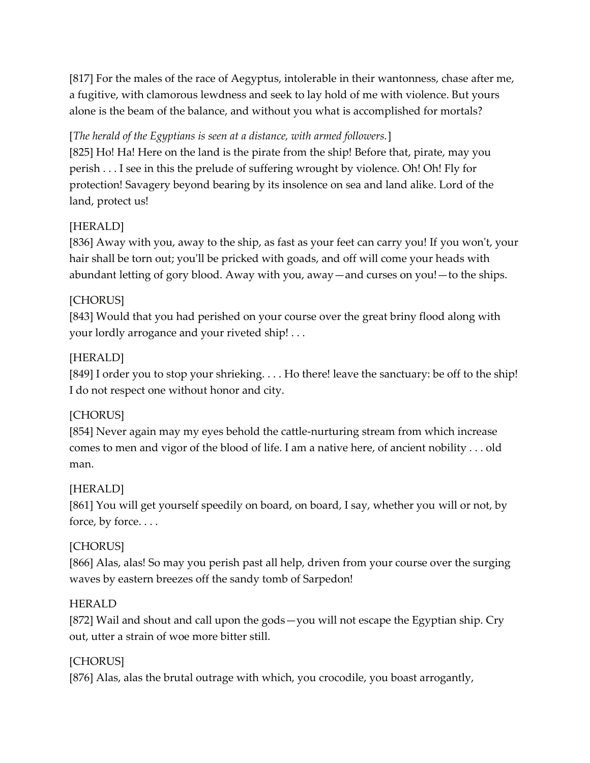[817] For the males of the race of Aegyptus, intolerable in their wantonness, chase after me, a fugitive, with clamorous lewdness and seek to lay hold of me with violence. But yours alone is the beam of the balance, and without you what is accomplished for mortals?

[*The herald of the Egyptians is seen at a distance, with armed followers.*]
[825] Ho! Ha! Here on the land is the pirate from the ship! Before that, pirate, may you perish . . . I see in this the prelude of suffering wrought by violence. Oh! Oh! Fly for protection! Savagery beyond bearing by its insolence on sea and land alike. Lord of the land, protect us!

[HERALD]
[836] Away with you, away to the ship, as fast as your feet can carry you! If you won't, your hair shall be torn out; you'll be pricked with goads, and off will come your heads with abundant letting of gory blood. Away with you, away—and curses on you!—to the ships.

[CHORUS]
[843] Would that you had perished on your course over the great briny flood along with your lordly arrogance and your riveted ship! . . .

[HERALD]
[849] I order you to stop your shrieking. . . . Ho there! leave the sanctuary: be off to the ship! I do not respect one without honor and city.

[CHORUS]
[854] Never again may my eyes behold the cattle-nurturing stream from which increase comes to men and vigor of the blood of life. I am a native here, of ancient nobility . . . old man.

[HERALD]
[861] You will get yourself speedily on board, on board, I say, whether you will or not, by force, by force. . . .

[CHORUS]
[866] Alas, alas! So may you perish past all help, driven from your course over the surging waves by eastern breezes off the sandy tomb of Sarpedon!

HERALD
[872] Wail and shout and call upon the gods—you will not escape the Egyptian ship. Cry out, utter a strain of woe more bitter still.

[CHORUS]
[876] Alas, alas the brutal outrage with which, you crocodile, you boast arrogantly,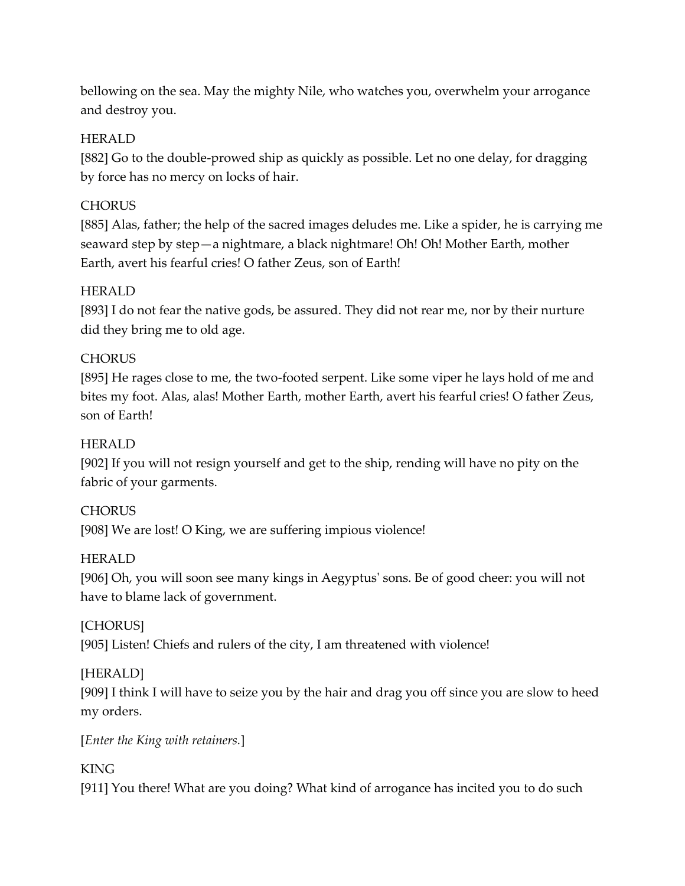bellowing on the sea. May the mighty Nile, who watches you, overwhelm your arrogance and destroy you.

HERALD

[882] Go to the double-prowed ship as quickly as possible. Let no one delay, for dragging by force has no mercy on locks of hair.

CHORUS

[885] Alas, father; the help of the sacred images deludes me. Like a spider, he is carrying me seaward step by step—a nightmare, a black nightmare! Oh! Oh! Mother Earth, mother Earth, avert his fearful cries! O father Zeus, son of Earth!

HERALD

[893] I do not fear the native gods, be assured. They did not rear me, nor by their nurture did they bring me to old age.

CHORUS

[895] He rages close to me, the two-footed serpent. Like some viper he lays hold of me and bites my foot. Alas, alas! Mother Earth, mother Earth, avert his fearful cries! O father Zeus, son of Earth!

HERALD

[902] If you will not resign yourself and get to the ship, rending will have no pity on the fabric of your garments.

CHORUS

[908] We are lost! O King, we are suffering impious violence!

HERALD

[906] Oh, you will soon see many kings in Aegyptus' sons. Be of good cheer: you will not have to blame lack of government.

[CHORUS]

[905] Listen! Chiefs and rulers of the city, I am threatened with violence!

[HERALD]

[909] I think I will have to seize you by the hair and drag you off since you are slow to heed my orders.

[*Enter the King with retainers.*]

KING

[911] You there! What are you doing? What kind of arrogance has incited you to do such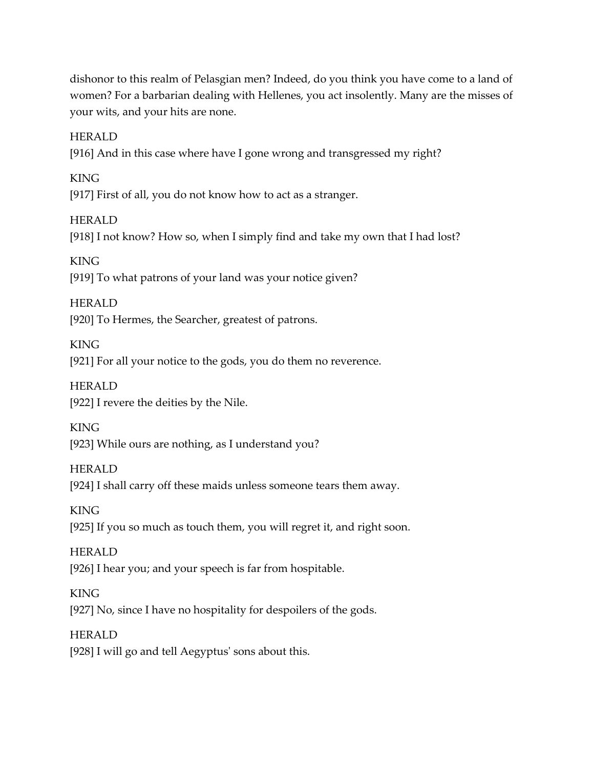dishonor to this realm of Pelasgian men? Indeed, do you think you have come to a land of women? For a barbarian dealing with Hellenes, you act insolently. Many are the misses of your wits, and your hits are none.

HERALD

[916] And in this case where have I gone wrong and transgressed my right?

KING

[917] First of all, you do not know how to act as a stranger.

HERALD

[918] I not know? How so, when I simply find and take my own that I had lost?

KING

[919] To what patrons of your land was your notice given?

HERALD

[920] To Hermes, the Searcher, greatest of patrons.

KING

[921] For all your notice to the gods, you do them no reverence.

HERALD

[922] I revere the deities by the Nile.

KING

[923] While ours are nothing, as I understand you?

HERALD

[924] I shall carry off these maids unless someone tears them away.

KING

[925] If you so much as touch them, you will regret it, and right soon.

HERALD

[926] I hear you; and your speech is far from hospitable.

KING

[927] No, since I have no hospitality for despoilers of the gods.

HERALD

[928] I will go and tell Aegyptus' sons about this.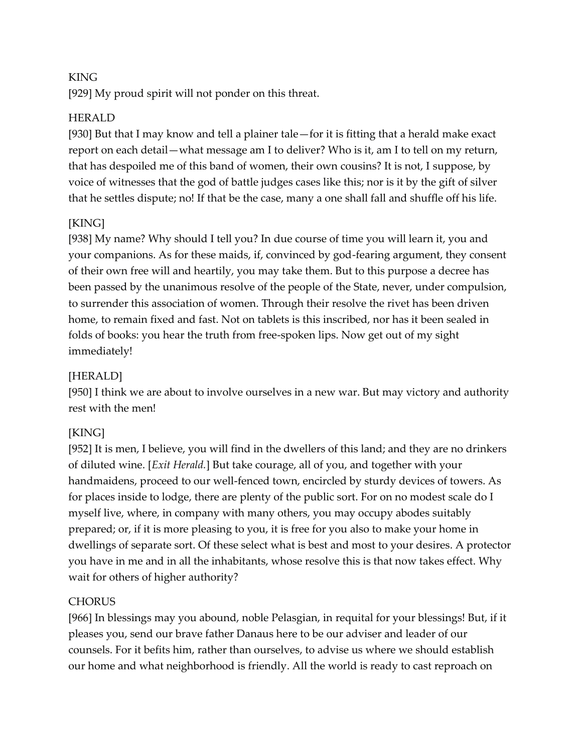KING

[929] My proud spirit will not ponder on this threat.

HERALD

[930] But that I may know and tell a plainer tale—for it is fitting that a herald make exact report on each detail—what message am I to deliver? Who is it, am I to tell on my return, that has despoiled me of this band of women, their own cousins? It is not, I suppose, by voice of witnesses that the god of battle judges cases like this; nor is it by the gift of silver that he settles dispute; no! If that be the case, many a one shall fall and shuffle off his life.

[KING]

[938] My name? Why should I tell you? In due course of time you will learn it, you and your companions. As for these maids, if, convinced by god-fearing argument, they consent of their own free will and heartily, you may take them. But to this purpose a decree has been passed by the unanimous resolve of the people of the State, never, under compulsion, to surrender this association of women. Through their resolve the rivet has been driven home, to remain fixed and fast. Not on tablets is this inscribed, nor has it been sealed in folds of books: you hear the truth from free-spoken lips. Now get out of my sight immediately!

[HERALD]

[950] I think we are about to involve ourselves in a new war. But may victory and authority rest with the men!

[KING]

[952] It is men, I believe, you will find in the dwellers of this land; and they are no drinkers of diluted wine. [*Exit Herald.*] But take courage, all of you, and together with your handmaidens, proceed to our well-fenced town, encircled by sturdy devices of towers. As for places inside to lodge, there are plenty of the public sort. For on no modest scale do I myself live, where, in company with many others, you may occupy abodes suitably prepared; or, if it is more pleasing to you, it is free for you also to make your home in dwellings of separate sort. Of these select what is best and most to your desires. A protector you have in me and in all the inhabitants, whose resolve this is that now takes effect. Why wait for others of higher authority?

CHORUS

[966] In blessings may you abound, noble Pelasgian, in requital for your blessings! But, if it pleases you, send our brave father Danaus here to be our adviser and leader of our counsels. For it befits him, rather than ourselves, to advise us where we should establish our home and what neighborhood is friendly. All the world is ready to cast reproach on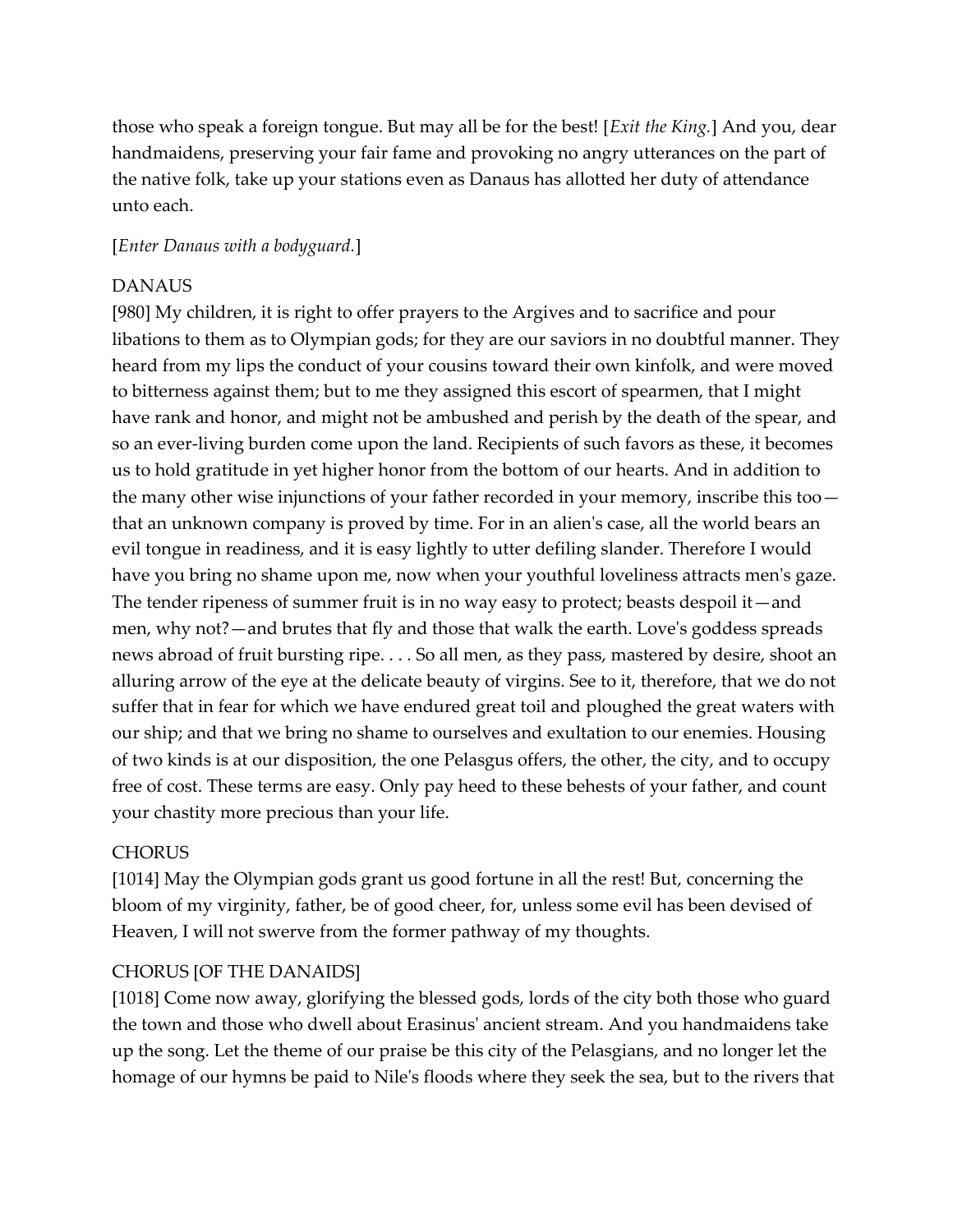those who speak a foreign tongue. But may all be for the best! [*Exit the King.*] And you, dear handmaidens, preserving your fair fame and provoking no angry utterances on the part of the native folk, take up your stations even as Danaus has allotted her duty of attendance unto each.

[*Enter Danaus with a bodyguard.*]

DANAUS
[980] My children, it is right to offer prayers to the Argives and to sacrifice and pour libations to them as to Olympian gods; for they are our saviors in no doubtful manner. They heard from my lips the conduct of your cousins toward their own kinfolk, and were moved to bitterness against them; but to me they assigned this escort of spearmen, that I might have rank and honor, and might not be ambushed and perish by the death of the spear, and so an ever-living burden come upon the land. Recipients of such favors as these, it becomes us to hold gratitude in yet higher honor from the bottom of our hearts. And in addition to the many other wise injunctions of your father recorded in your memory, inscribe this too—that an unknown company is proved by time. For in an alien's case, all the world bears an evil tongue in readiness, and it is easy lightly to utter defiling slander. Therefore I would have you bring no shame upon me, now when your youthful loveliness attracts men's gaze. The tender ripeness of summer fruit is in no way easy to protect; beasts despoil it—and men, why not?—and brutes that fly and those that walk the earth. Love's goddess spreads news abroad of fruit bursting ripe. . . . So all men, as they pass, mastered by desire, shoot an alluring arrow of the eye at the delicate beauty of virgins. See to it, therefore, that we do not suffer that in fear for which we have endured great toil and ploughed the great waters with our ship; and that we bring no shame to ourselves and exultation to our enemies. Housing of two kinds is at our disposition, the one Pelasgus offers, the other, the city, and to occupy free of cost. These terms are easy. Only pay heed to these behests of your father, and count your chastity more precious than your life.

CHORUS
[1014] May the Olympian gods grant us good fortune in all the rest! But, concerning the bloom of my virginity, father, be of good cheer, for, unless some evil has been devised of Heaven, I will not swerve from the former pathway of my thoughts.

CHORUS [OF THE DANAIDS]
[1018] Come now away, glorifying the blessed gods, lords of the city both those who guard the town and those who dwell about Erasinus' ancient stream. And you handmaidens take up the song. Let the theme of our praise be this city of the Pelasgians, and no longer let the homage of our hymns be paid to Nile's floods where they seek the sea, but to the rivers that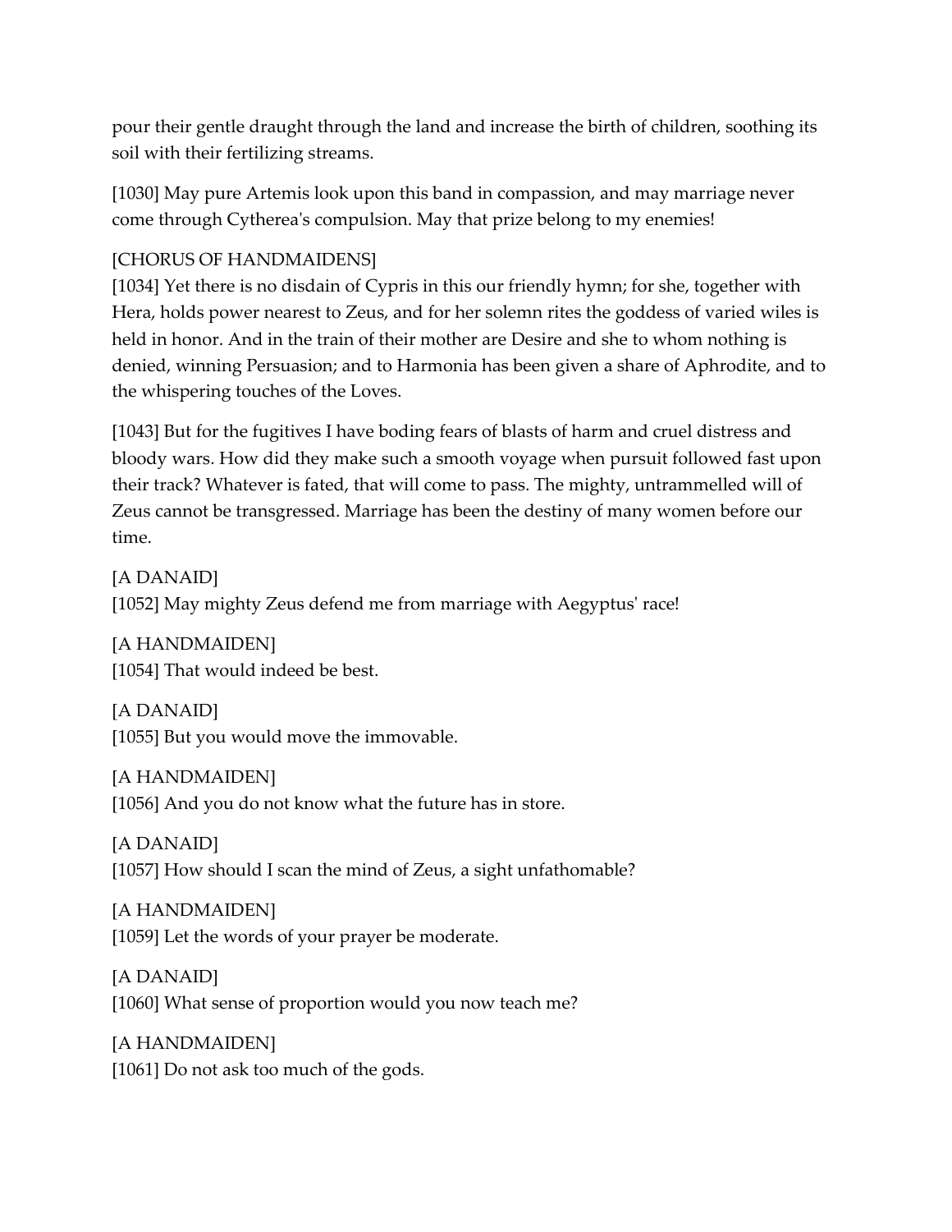pour their gentle draught through the land and increase the birth of children, soothing its soil with their fertilizing streams.

[1030] May pure Artemis look upon this band in compassion, and may marriage never come through Cytherea's compulsion. May that prize belong to my enemies!

[CHORUS OF HANDMAIDENS]
[1034] Yet there is no disdain of Cypris in this our friendly hymn; for she, together with Hera, holds power nearest to Zeus, and for her solemn rites the goddess of varied wiles is held in honor. And in the train of their mother are Desire and she to whom nothing is denied, winning Persuasion; and to Harmonia has been given a share of Aphrodite, and to the whispering touches of the Loves.

[1043] But for the fugitives I have boding fears of blasts of harm and cruel distress and bloody wars. How did they make such a smooth voyage when pursuit followed fast upon their track? Whatever is fated, that will come to pass. The mighty, untrammelled will of Zeus cannot be transgressed. Marriage has been the destiny of many women before our time.

[A DANAID]
[1052] May mighty Zeus defend me from marriage with Aegyptus' race!

[A HANDMAIDEN]
[1054] That would indeed be best.

[A DANAID]
[1055] But you would move the immovable.

[A HANDMAIDEN]
[1056] And you do not know what the future has in store.

[A DANAID]
[1057] How should I scan the mind of Zeus, a sight unfathomable?

[A HANDMAIDEN]
[1059] Let the words of your prayer be moderate.

[A DANAID]
[1060] What sense of proportion would you now teach me?

[A HANDMAIDEN]
[1061] Do not ask too much of the gods.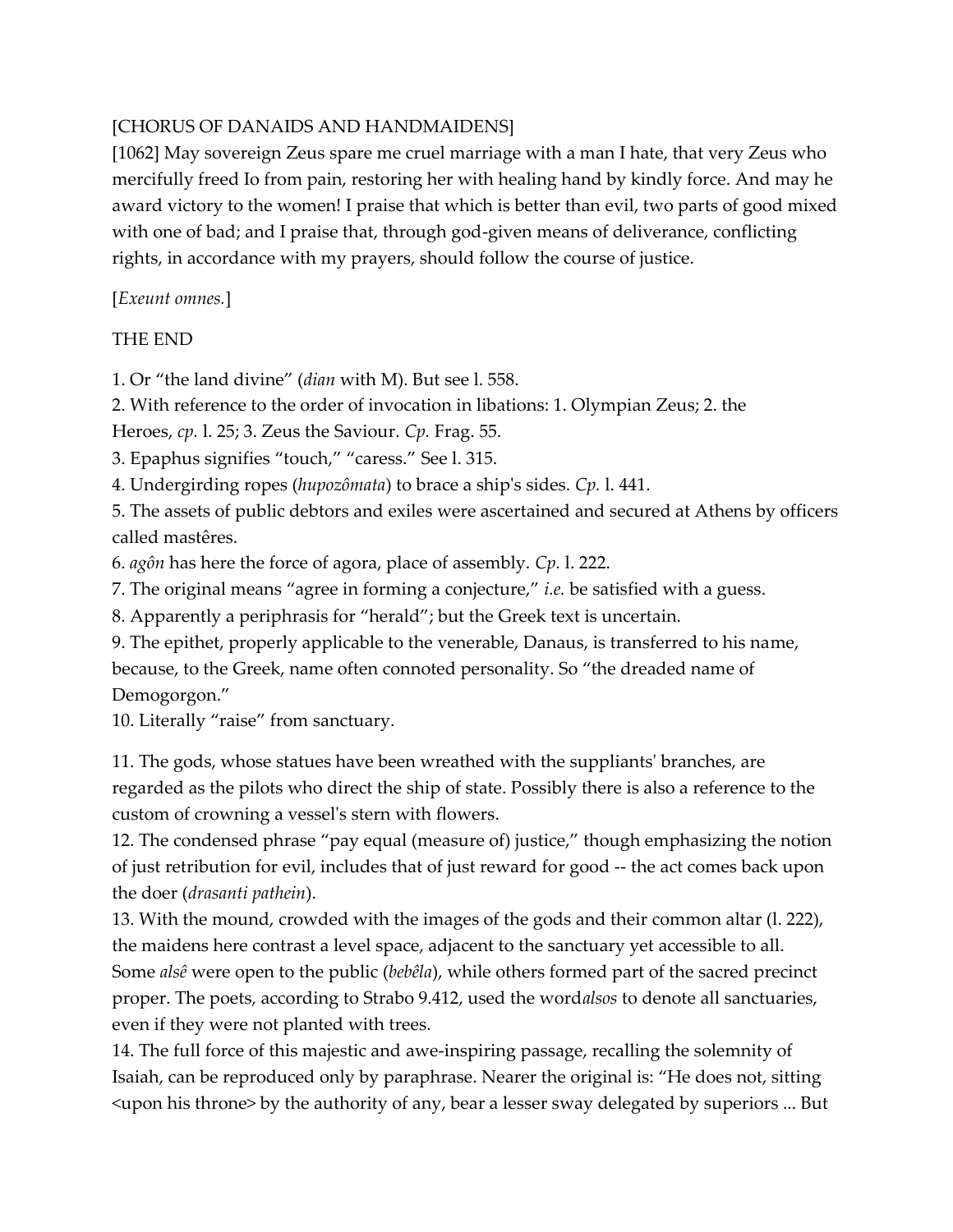[CHORUS OF DANAIDS AND HANDMAIDENS]

[1062] May sovereign Zeus spare me cruel marriage with a man I hate, that very Zeus who mercifully freed Io from pain, restoring her with healing hand by kindly force. And may he award victory to the women! I praise that which is better than evil, two parts of good mixed with one of bad; and I praise that, through god-given means of deliverance, conflicting rights, in accordance with my prayers, should follow the course of justice.

[*Exeunt omnes.*]

THE END

1. Or "the land divine" (*dian* with M). But see l. 558.

2. With reference to the order of invocation in libations: 1. Olympian Zeus; 2. the Heroes, *cp.* l. 25; 3. Zeus the Saviour. *Cp.* Frag. 55.

3. Epaphus signifies "touch," "caress." See l. 315.

4. Undergirding ropes (*hupozômata*) to brace a ship's sides. *Cp.* l. 441.

5. The assets of public debtors and exiles were ascertained and secured at Athens by officers called mastêres.

6. *agôn* has here the force of agora, place of assembly. *Cp.* l. 222.

7. The original means "agree in forming a conjecture," *i.e.* be satisfied with a guess.

8. Apparently a periphrasis for "herald"; but the Greek text is uncertain.

9. The epithet, properly applicable to the venerable, Danaus, is transferred to his name, because, to the Greek, name often connoted personality. So "the dreaded name of Demogorgon."

10. Literally "raise" from sanctuary.

11. The gods, whose statues have been wreathed with the suppliants' branches, are regarded as the pilots who direct the ship of state. Possibly there is also a reference to the custom of crowning a vessel's stern with flowers.

12. The condensed phrase "pay equal (measure of) justice," though emphasizing the notion of just retribution for evil, includes that of just reward for good -- the act comes back upon the doer (*drasanti pathein*).

13. With the mound, crowded with the images of the gods and their common altar (l. 222), the maidens here contrast a level space, adjacent to the sanctuary yet accessible to all. Some *alsê* were open to the public (*bebêla*), while others formed part of the sacred precinct proper. The poets, according to Strabo 9.412, used the word*alsos* to denote all sanctuaries, even if they were not planted with trees.

14. The full force of this majestic and awe-inspiring passage, recalling the solemnity of Isaiah, can be reproduced only by paraphrase. Nearer the original is: "He does not, sitting <upon his throne> by the authority of any, bear a lesser sway delegated by superiors ... But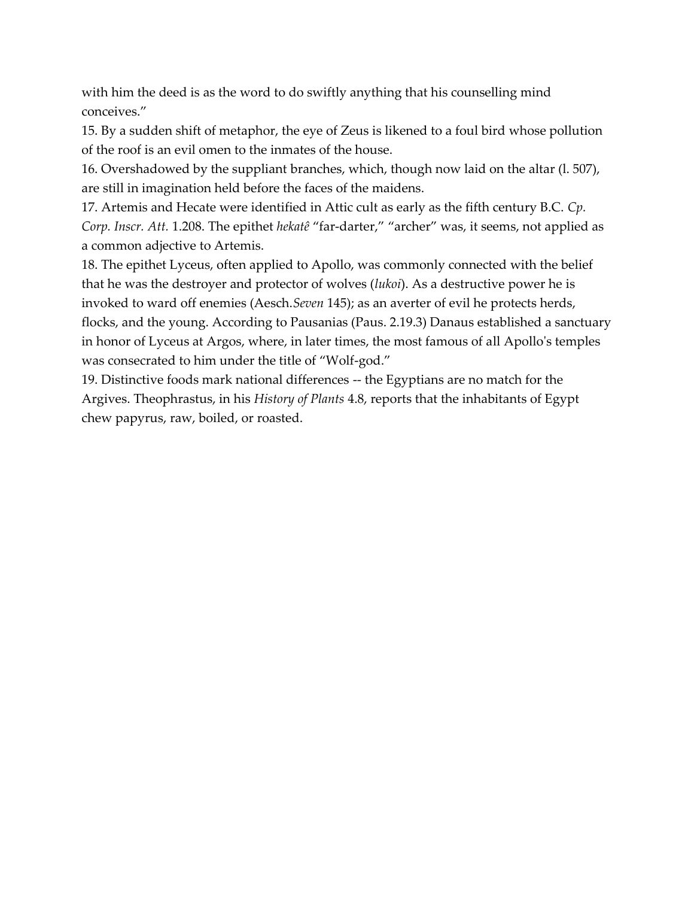with him the deed is as the word to do swiftly anything that his counselling mind conceives."

15. By a sudden shift of metaphor, the eye of Zeus is likened to a foul bird whose pollution of the roof is an evil omen to the inmates of the house.

16. Overshadowed by the suppliant branches, which, though now laid on the altar (l. 507), are still in imagination held before the faces of the maidens.

17. Artemis and Hecate were identified in Attic cult as early as the fifth century B.C. *Cp. Corp. Inscr. Att.* 1.208. The epithet *hekatê* "far-darter," "archer" was, it seems, not applied as a common adjective to Artemis.

18. The epithet Lyceus, often applied to Apollo, was commonly connected with the belief that he was the destroyer and protector of wolves (*lukoi*). As a destructive power he is invoked to ward off enemies (Aesch.*Seven* 145); as an averter of evil he protects herds, flocks, and the young. According to Pausanias (Paus. 2.19.3) Danaus established a sanctuary in honor of Lyceus at Argos, where, in later times, the most famous of all Apollo's temples was consecrated to him under the title of "Wolf-god."

19. Distinctive foods mark national differences -- the Egyptians are no match for the Argives. Theophrastus, in his *History of Plants* 4.8, reports that the inhabitants of Egypt chew papyrus, raw, boiled, or roasted.